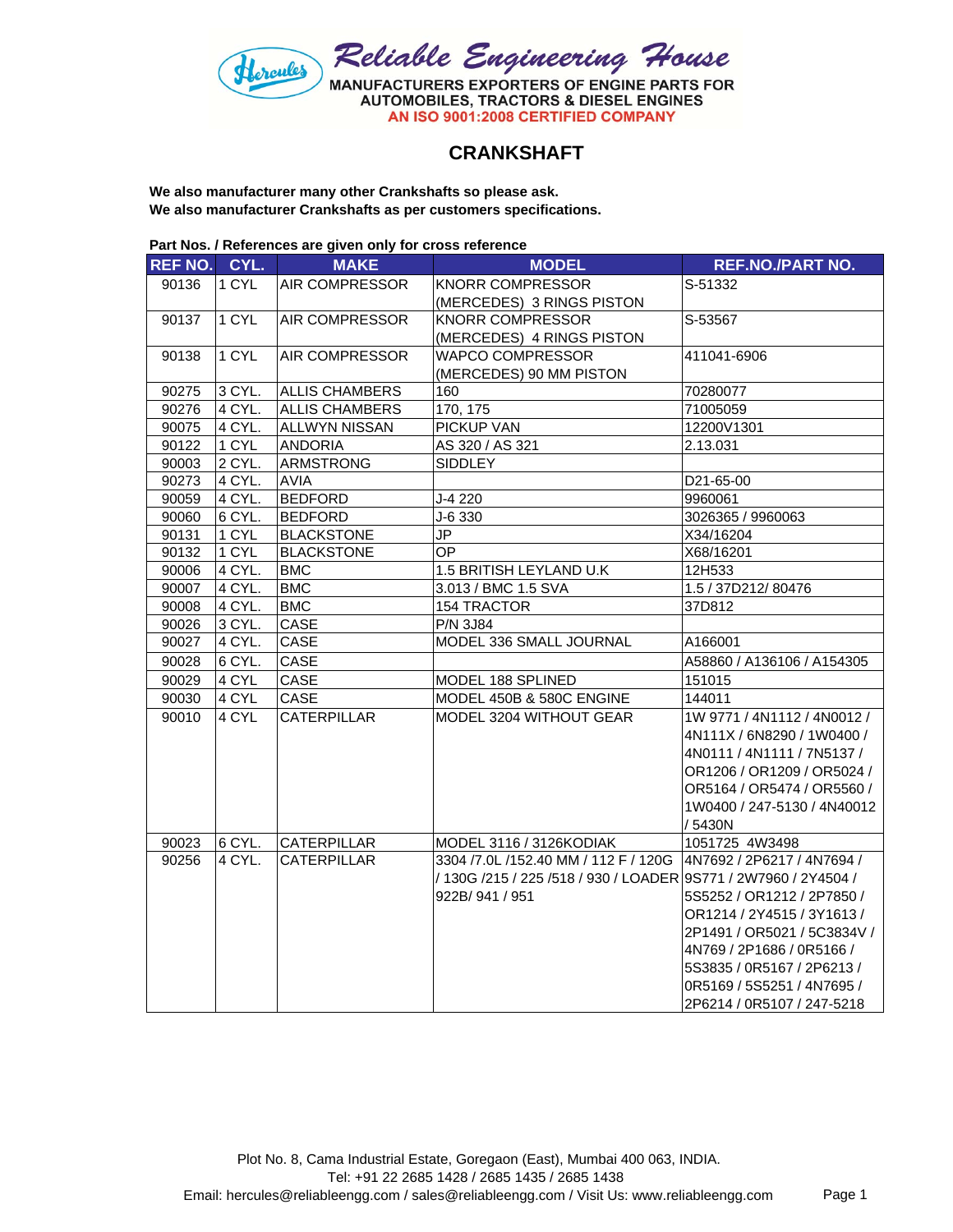**Reliable Engineering House**

MANUFACTURERS EXPORTERS OF ENGINE PARTS FOR AUTOMOBILES, TRACTORS & DIESEL ENGINES

AN ISO 9001:2008 CERTIFIED COMPANY

# CRANKSHAFT

**We also manufacturer many other Crankshafts so please ask.**
**We also manufacturer Crankshafts as per customers specifications.**

**Part Nos. / References are given only for cross reference**

| REF NO. | CYL. | MAKE | MODEL | REF.NO./PART NO. |
|---|---|---|---|---|
| 90136 | 1 CYL | AIR COMPRESSOR | KNORR COMPRESSOR (MERCEDES) 3 RINGS PISTON | S-51332 |
| 90137 | 1 CYL | AIR COMPRESSOR | KNORR COMPRESSOR (MERCEDES) 4 RINGS PISTON | S-53567 |
| 90138 | 1 CYL | AIR COMPRESSOR | WAPCO COMPRESSOR (MERCEDES) 90 MM PISTON | 411041-6906 |
| 90275 | 3 CYL. | ALLIS CHAMBERS | 160 | 70280077 |
| 90276 | 4 CYL. | ALLIS CHAMBERS | 170, 175 | 71005059 |
| 90075 | 4 CYL. | ALLWYN NISSAN | PICKUP VAN | 12200V1301 |
| 90122 | 1 CYL | ANDORIA | AS 320 / AS 321 | 2.13.031 |
| 90003 | 2 CYL. | ARMSTRONG | SIDDLEY | |
| 90273 | 4 CYL. | AVIA | | D21-65-00 |
| 90059 | 4 CYL. | BEDFORD | J-4 220 | 9960061 |
| 90060 | 6 CYL. | BEDFORD | J-6 330 | 3026365 / 9960063 |
| 90131 | 1 CYL | BLACKSTONE | JP | X34/16204 |
| 90132 | 1 CYL | BLACKSTONE | OP | X68/16201 |
| 90006 | 4 CYL. | BMC | 1.5 BRITISH LEYLAND U.K | 12H533 |
| 90007 | 4 CYL. | BMC | 3.013 / BMC 1.5 SVA | 1.5 / 37D212/ 80476 |
| 90008 | 4 CYL. | BMC | 154 TRACTOR | 37D812 |
| 90026 | 3 CYL. | CASE | P/N 3J84 | |
| 90027 | 4 CYL. | CASE | MODEL 336 SMALL JOURNAL | A166001 |
| 90028 | 6 CYL. | CASE | | A58860 / A136106 / A154305 |
| 90029 | 4 CYL | CASE | MODEL 188 SPLINED | 151015 |
| 90030 | 4 CYL | CASE | MODEL 450B & 580C ENGINE | 144011 |
| 90010 | 4 CYL | CATERPILLAR | MODEL 3204 WITHOUT GEAR | 1W 9771 / 4N1112 / 4N0012 / 4N111X / 6N8290 / 1W0400 / 4N0111 / 4N1111 / 7N5137 / OR1206 / OR1209 / OR5024 / OR5164 / OR5474 / OR5560 / 1W0400 / 247-5130 / 4N40012 / 5430N |
| 90023 | 6 CYL. | CATERPILLAR | MODEL 3116 / 3126KODIAK | 1051725 4W3498 |
| 90256 | 4 CYL. | CATERPILLAR | 3304 /7.0L /152.40 MM / 112 F / 120G / 130G /215 / 225 /518 / 930 / LOADER 922B/ 941 / 951 | 4N7692 / 2P6217 / 4N7694 / 9S771 / 2W7960 / 2Y4504 / 5S5252 / OR1212 / 2P7850 / OR1214 / 2Y4515 / 3Y1613 / 2P1491 / OR5021 / 5C3834V / 4N769 / 2P1686 / 0R5166 / 5S3835 / 0R5167 / 2P6213 / 0R5169 / 5S5251 / 4N7695 / 2P6214 / 0R5107 / 247-5218 |

Plot No. 8, Cama Industrial Estate, Goregaon (East), Mumbai 400 063, INDIA.
Tel: +91 22 2685 1428 / 2685 1435 / 2685 1438
Email: hercules@reliableengg.com / sales@reliableengg.com / Visit Us: www.reliableengg.com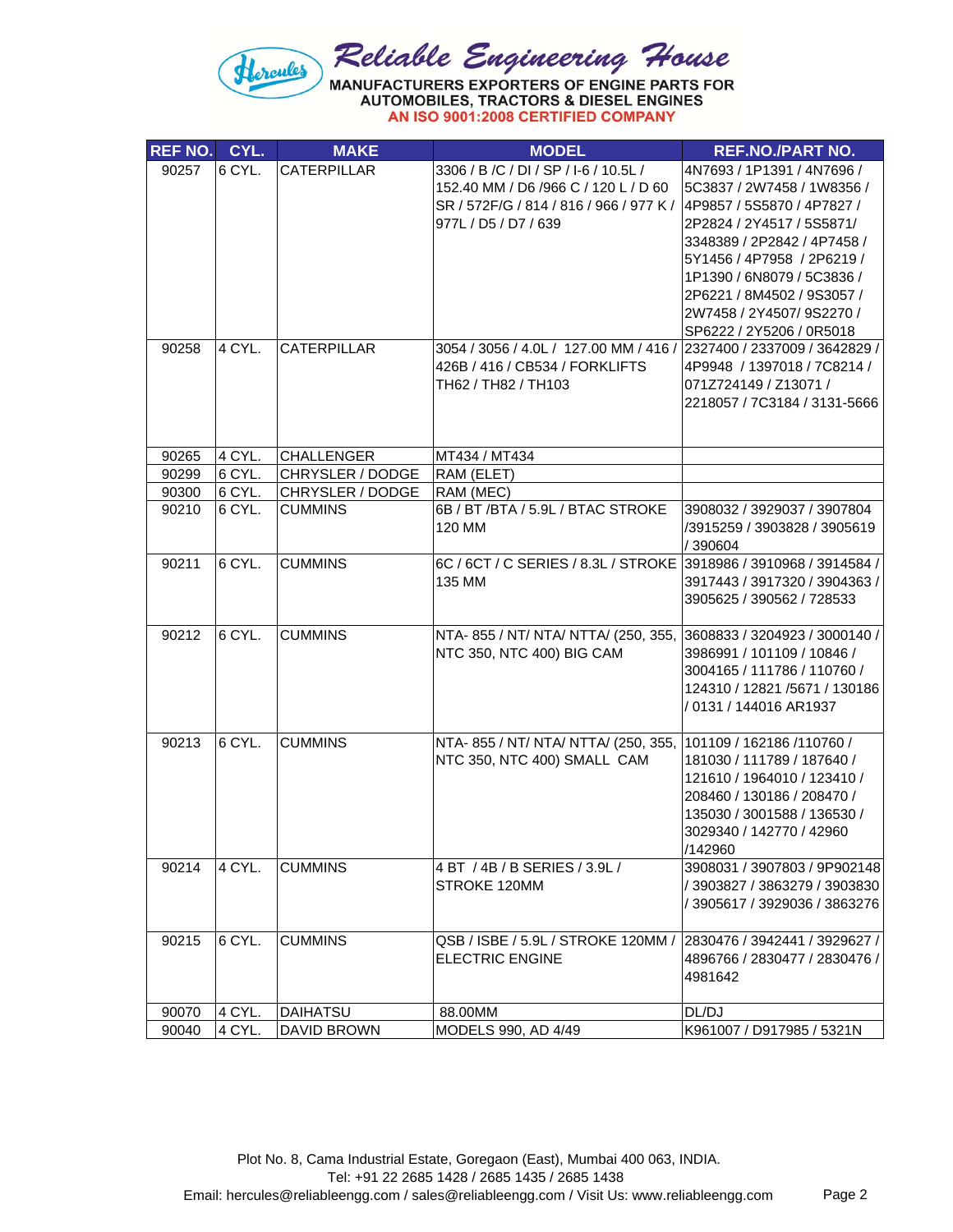# Reliable Engineering House

MANUFACTURERS EXPORTERS OF ENGINE PARTS FOR AUTOMOBILES, TRACTORS & DIESEL ENGINES

AN ISO 9001:2008 CERTIFIED COMPANY

| REF NO. | CYL. | MAKE | MODEL | REF.NO./PART NO. |
|---|---|---|---|---|
| 90257 | 6 CYL. | CATERPILLAR | 3306 / B /C / DI / SP / I-6 / 10.5L / 152.40 MM / D6 /966 C / 120 L / D 60 SR / 572F/G / 814 / 816 / 966 / 977 K / 977L / D5 / D7 / 639 | 4N7693 / 1P1391 / 4N7696 / 5C3837 / 2W7458 / 1W8356 / 4P9857 / 5S5870 / 4P7827 / 2P2824 / 2Y4517 / 5S5871/ 3348389 / 2P2842 / 4P7458 / 5Y1456 / 4P7958 / 2P6219 / 1P1390 / 6N8079 / 5C3836 / 2P6221 / 8M4502 / 9S3057 / 2W7458 / 2Y4507/ 9S2270 / SP6222 / 2Y5206 / 0R5018 |
| 90258 | 4 CYL. | CATERPILLAR | 3054 / 3056 / 4.0L / 127.00 MM / 416 / 426B / 416 / CB534 / FORKLIFTS TH62 / TH82 / TH103 | 2327400 / 2337009 / 3642829 / 4P9948 / 1397018 / 7C8214 / 071Z724149 / Z13071 / 2218057 / 7C3184 / 3131-5666 |
| 90265 | 4 CYL. | CHALLENGER | MT434 / MT434 | |
| 90299 | 6 CYL. | CHRYSLER / DODGE | RAM (ELET) | |
| 90300 | 6 CYL. | CHRYSLER / DODGE | RAM (MEC) | |
| 90210 | 6 CYL. | CUMMINS | 6B / BT /BTA / 5.9L / BTAC STROKE 120 MM | 3908032 / 3929037 / 3907804 /3915259 / 3903828 / 3905619 / 390604 |
| 90211 | 6 CYL. | CUMMINS | 6C / 6CT / C SERIES / 8.3L / STROKE 135 MM | 3918986 / 3910968 / 3914584 / 3917443 / 3917320 / 3904363 / 3905625 / 390562 / 728533 |
| 90212 | 6 CYL. | CUMMINS | NTA- 855 / NT/ NTA/ NTTA/ (250, 355, NTC 350, NTC 400) BIG CAM | 3608833 / 3204923 / 3000140 / 3986991 / 101109 / 10846 / 3004165 / 111786 / 110760 / 124310 / 12821 /5671 / 130186 / 0131 / 144016 AR1937 |
| 90213 | 6 CYL. | CUMMINS | NTA- 855 / NT/ NTA/ NTTA/ (250, 355, NTC 350, NTC 400) SMALL CAM | 101109 / 162186 /110760 / 181030 / 111789 / 187640 / 121610 / 1964010 / 123410 / 208460 / 130186 / 208470 / 135030 / 3001588 / 136530 / 3029340 / 142770 / 42960 /142960 |
| 90214 | 4 CYL. | CUMMINS | 4 BT / 4B / B SERIES / 3.9L / STROKE 120MM | 3908031 / 3907803 / 9P902148 / 3903827 / 3863279 / 3903830 / 3905617 / 3929036 / 3863276 |
| 90215 | 6 CYL. | CUMMINS | QSB / ISBE / 5.9L / STROKE 120MM / ELECTRIC ENGINE | 2830476 / 3942441 / 3929627 / 4896766 / 2830477 / 2830476 / 4981642 |
| 90070 | 4 CYL. | DAIHATSU | 88.00MM | DL/DJ |
| 90040 | 4 CYL. | DAVID BROWN | MODELS 990, AD 4/49 | K961007 / D917985 / 5321N |

Plot No. 8, Cama Industrial Estate, Goregaon (East), Mumbai 400 063, INDIA.
Tel: +91 22 2685 1428 / 2685 1435 / 2685 1438
Email: hercules@reliableengg.com / sales@reliableengg.com / Visit Us: www.reliableengg.com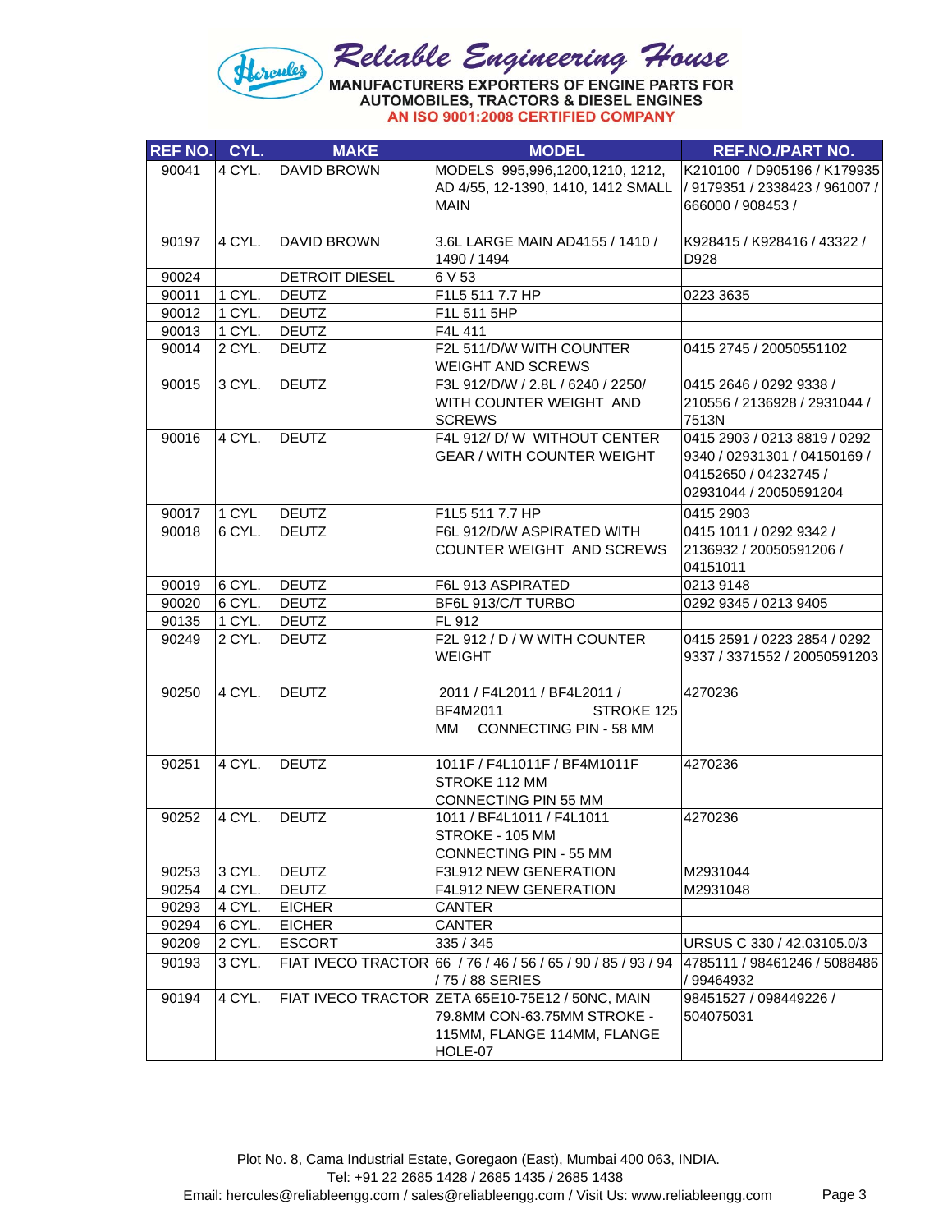# Reliable Engineering House

**MANUFACTURERS EXPORTERS OF ENGINE PARTS FOR AUTOMOBILES, TRACTORS & DIESEL ENGINES**

**AN ISO 9001:2008 CERTIFIED COMPANY**

| REF NO. | CYL. | MAKE | MODEL | REF.NO./PART NO. |
|---|---|---|---|---|
| 90041 | 4 CYL. | DAVID BROWN | MODELS 995,996,1200,1210, 1212, AD 4/55, 12-1390, 1410, 1412 SMALL MAIN | K210100 / D905196 / K179935 / 9179351 / 2338423 / 961007 / 666000 / 908453 / |
| 90197 | 4 CYL. | DAVID BROWN | 3.6L LARGE MAIN AD4155 / 1410 / 1490 / 1494 | K928415 / K928416 / 43322 / D928 |
| 90024 | | DETROIT DIESEL | 6 V 53 | |
| 90011 | 1 CYL. | DEUTZ | F1L5 511 7.7 HP | 0223 3635 |
| 90012 | 1 CYL. | DEUTZ | F1L 511 5HP | |
| 90013 | 1 CYL. | DEUTZ | F4L 411 | |
| 90014 | 2 CYL. | DEUTZ | F2L 511/D/W WITH COUNTER WEIGHT AND SCREWS | 0415 2745 / 20050551102 |
| 90015 | 3 CYL. | DEUTZ | F3L 912/D/W / 2.8L / 6240 / 2250/ WITH COUNTER WEIGHT AND SCREWS | 0415 2646 / 0292 9338 / 210556 / 2136928 / 2931044 / 7513N |
| 90016 | 4 CYL. | DEUTZ | F4L 912/ D/ W WITHOUT CENTER GEAR / WITH COUNTER WEIGHT | 0415 2903 / 0213 8819 / 0292 9340 / 02931301 / 04150169 / 04152650 / 04232745 / 02931044 / 20050591204 |
| 90017 | 1 CYL | DEUTZ | F1L5 511 7.7 HP | 0415 2903 |
| 90018 | 6 CYL. | DEUTZ | F6L 912/D/W ASPIRATED WITH COUNTER WEIGHT AND SCREWS | 0415 1011 / 0292 9342 / 2136932 / 20050591206 / 04151011 |
| 90019 | 6 CYL. | DEUTZ | F6L 913 ASPIRATED | 0213 9148 |
| 90020 | 6 CYL. | DEUTZ | BF6L 913/C/T TURBO | 0292 9345 / 0213 9405 |
| 90135 | 1 CYL. | DEUTZ | FL 912 | |
| 90249 | 2 CYL. | DEUTZ | F2L 912 / D / W WITH COUNTER WEIGHT | 0415 2591 / 0223 2854 / 0292 9337 / 3371552 / 20050591203 |
| 90250 | 4 CYL. | DEUTZ | 2011 / F4L2011 / BF4L2011 / BF4M2011 STROKE 125 MM CONNECTING PIN - 58 MM | 4270236 |
| 90251 | 4 CYL. | DEUTZ | 1011F / F4L1011F / BF4M1011F STROKE 112 MM CONNECTING PIN 55 MM | 4270236 |
| 90252 | 4 CYL. | DEUTZ | 1011 / BF4L1011 / F4L1011 STROKE - 105 MM CONNECTING PIN - 55 MM | 4270236 |
| 90253 | 3 CYL. | DEUTZ | F3L912 NEW GENERATION | M2931044 |
| 90254 | 4 CYL. | DEUTZ | F4L912 NEW GENERATION | M2931048 |
| 90293 | 4 CYL. | EICHER | CANTER | |
| 90294 | 6 CYL. | EICHER | CANTER | |
| 90209 | 2 CYL. | ESCORT | 335 / 345 | URSUS C 330 / 42.03105.0/3 |
| 90193 | 3 CYL. | FIAT IVECO TRACTOR | 66 / 76 / 46 / 56 / 65 / 90 / 85 / 93 / 94 / 75 / 88 SERIES | 4785111 / 98461246 / 5088486 / 99464932 |
| 90194 | 4 CYL. | FIAT IVECO TRACTOR | ZETA 65E10-75E12 / 50NC, MAIN 79.8MM CON-63.75MM STROKE - 115MM, FLANGE 114MM, FLANGE HOLE-07 | 98451527 / 098449226 / 504075031 |

Plot No. 8, Cama Industrial Estate, Goregaon (East), Mumbai 400 063, INDIA.
Tel: +91 22 2685 1428 / 2685 1435 / 2685 1438
Email: hercules@reliableengg.com / sales@reliableengg.com / Visit Us: www.reliableengg.com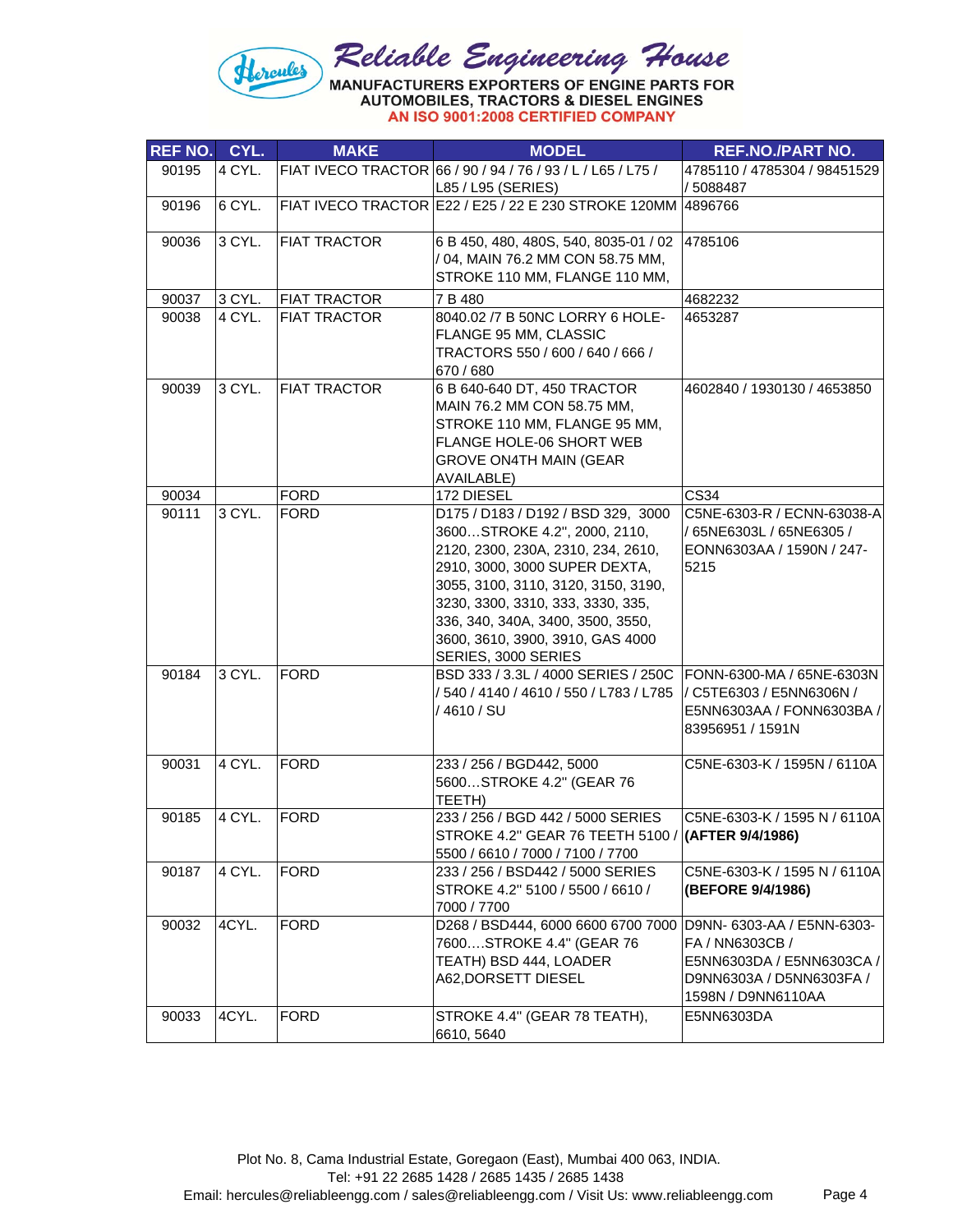# Reliable Engineering House

MANUFACTURERS EXPORTERS OF ENGINE PARTS FOR AUTOMOBILES, TRACTORS & DIESEL ENGINES

AN ISO 9001:2008 CERTIFIED COMPANY

| REF NO. | CYL. | MAKE | MODEL | REF.NO./PART NO. |
|---|---|---|---|---|
| 90195 | 4 CYL. | FIAT IVECO TRACTOR | 66 / 90 / 94 / 76 / 93 / L / L65 / L75 / L85 / L95 (SERIES) | 4785110 / 4785304 / 98451529 / 5088487 |
| 90196 | 6 CYL. | FIAT IVECO TRACTOR | E22 / E25 / 22 E 230 STROKE 120MM | 4896766 |
| 90036 | 3 CYL. | FIAT TRACTOR | 6 B 450, 480, 480S, 540, 8035-01 / 02 / 04, MAIN 76.2 MM CON 58.75 MM, STROKE 110 MM, FLANGE 110 MM, | 4785106 |
| 90037 | 3 CYL. | FIAT TRACTOR | 7 B 480 | 4682232 |
| 90038 | 4 CYL. | FIAT TRACTOR | 8040.02 /7 B 50NC LORRY 6 HOLE-FLANGE 95 MM, CLASSIC TRACTORS 550 / 600 / 640 / 666 / 670 / 680 | 4653287 |
| 90039 | 3 CYL. | FIAT TRACTOR | 6 B 640-640 DT, 450 TRACTOR MAIN 76.2 MM CON 58.75 MM, STROKE 110 MM, FLANGE 95 MM, FLANGE HOLE-06 SHORT WEB GROVE ON4TH MAIN (GEAR AVAILABLE) | 4602840 / 1930130 / 4653850 |
| 90034 | | FORD | 172 DIESEL | CS34 |
| 90111 | 3 CYL. | FORD | D175 / D183 / D192 / BSD 329, 3000 3600…STROKE 4.2", 2000, 2110, 2120, 2300, 230A, 2310, 234, 2610, 2910, 3000, 3000 SUPER DEXTA, 3055, 3100, 3110, 3120, 3150, 3190, 3230, 3300, 3310, 333, 3330, 335, 336, 340, 340A, 3400, 3500, 3550, 3600, 3610, 3900, 3910, GAS 4000 SERIES, 3000 SERIES | C5NE-6303-R / ECNN-63038-A / 65NE6303L / 65NE6305 / EONN6303AA / 1590N / 247-5215 |
| 90184 | 3 CYL. | FORD | BSD 333 / 3.3L / 4000 SERIES / 250C / 540 / 4140 / 4610 / 550 / L783 / L785 / 4610 / SU | FONN-6300-MA / 65NE-6303N / C5TE6303 / E5NN6306N / E5NN6303AA / FONN6303BA / 83956951 / 1591N |
| 90031 | 4 CYL. | FORD | 233 / 256 / BGD442, 5000 5600…STROKE 4.2" (GEAR 76 TEETH) | C5NE-6303-K / 1595N / 6110A |
| 90185 | 4 CYL. | FORD | 233 / 256 / BGD 442 / 5000 SERIES STROKE 4.2" GEAR 76 TEETH 5100 / 5500 / 6610 / 7000 / 7100 / 7700 | C5NE-6303-K / 1595 N / 6110A **(AFTER 9/4/1986)** |
| 90187 | 4 CYL. | FORD | 233 / 256 / BSD442 / 5000 SERIES STROKE 4.2" 5100 / 5500 / 6610 / 7000 / 7700 | C5NE-6303-K / 1595 N / 6110A **(BEFORE 9/4/1986)** |
| 90032 | 4CYL. | FORD | D268 / BSD444, 6000 6600 6700 7000 7600….STROKE 4.4" (GEAR 76 TEATH) BSD 444, LOADER A62,DORSETT DIESEL | D9NN- 6303-AA / E5NN-6303-FA / NN6303CB / E5NN6303DA / E5NN6303CA / D9NN6303A / D5NN6303FA / 1598N / D9NN6110AA |
| 90033 | 4CYL. | FORD | STROKE 4.4" (GEAR 78 TEATH), 6610, 5640 | E5NN6303DA |

Plot No. 8, Cama Industrial Estate, Goregaon (East), Mumbai 400 063, INDIA.
Tel: +91 22 2685 1428 / 2685 1435 / 2685 1438
Email: hercules@reliableengg.com / sales@reliableengg.com / Visit Us: www.reliableengg.com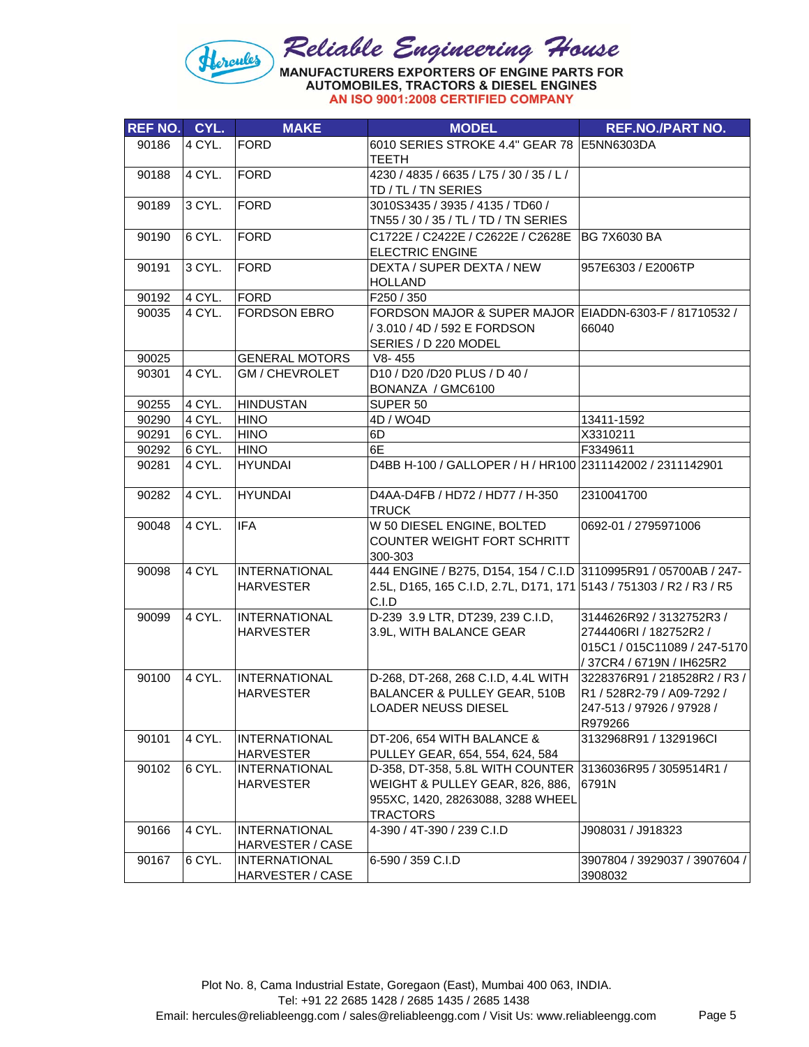# Reliable Engineering House

**MANUFACTURERS EXPORTERS OF ENGINE PARTS FOR AUTOMOBILES, TRACTORS & DIESEL ENGINES**

**AN ISO 9001:2008 CERTIFIED COMPANY**

| REF NO. | CYL. | MAKE | MODEL | REF.NO./PART NO. |
|---|---|---|---|---|
| 90186 | 4 CYL. | FORD | 6010 SERIES STROKE 4.4" GEAR 78 TEETH | E5NN6303DA |
| 90188 | 4 CYL. | FORD | 4230 / 4835 / 6635 / L75 / 30 / 35 / L / TD / TL / TN SERIES | |
| 90189 | 3 CYL. | FORD | 3010S3435 / 3935 / 4135 / TD60 / TN55 / 30 / 35 / TL / TD / TN SERIES | |
| 90190 | 6 CYL. | FORD | C1722E / C2422E / C2622E / C2628E ELECTRIC ENGINE | BG 7X6030 BA |
| 90191 | 3 CYL. | FORD | DEXTA / SUPER DEXTA / NEW HOLLAND | 957E6303 / E2006TP |
| 90192 | 4 CYL. | FORD | F250 / 350 | |
| 90035 | 4 CYL. | FORDSON EBRO | FORDSON MAJOR & SUPER MAJOR / 3.010 / 4D / 592 E FORDSON SERIES / D 220 MODEL | EIADDN-6303-F / 81710532 / 66040 |
| 90025 | | GENERAL MOTORS | V8- 455 | |
| 90301 | 4 CYL. | GM / CHEVROLET | D10 / D20 /D20 PLUS / D 40 / BONANZA / GMC6100 | |
| 90255 | 4 CYL. | HINDUSTAN | SUPER 50 | |
| 90290 | 4 CYL. | HINO | 4D / WO4D | 13411-1592 |
| 90291 | 6 CYL. | HINO | 6D | X3310211 |
| 90292 | 6 CYL. | HINO | 6E | F3349611 |
| 90281 | 4 CYL. | HYUNDAI | D4BB H-100 / GALLOPER / H / HR100 | 2311142002 / 2311142901 |
| 90282 | 4 CYL. | HYUNDAI | D4AA-D4FB / HD72 / HD77 / H-350 TRUCK | 2310041700 |
| 90048 | 4 CYL. | IFA | W 50 DIESEL ENGINE, BOLTED COUNTER WEIGHT FORT SCHRITT 300-303 | 0692-01 / 2795971006 |
| 90098 | 4 CYL | INTERNATIONAL HARVESTER | 444 ENGINE / B275, D154, 154 / C.I.D 2.5L, D165, 165 C.I.D, 2.7L, D171, 171 C.I.D | 3110995R91 / 05700AB / 247-5143 / 751303 / R2 / R3 / R5 |
| 90099 | 4 CYL. | INTERNATIONAL HARVESTER | D-239 3.9 LTR, DT239, 239 C.I.D, 3.9L, WITH BALANCE GEAR | 3144626R92 / 3132752R3 / 2744406RI / 182752R2 / 015C1 / 015C11089 / 247-5170 / 37CR4 / 6719N / IH625R2 |
| 90100 | 4 CYL. | INTERNATIONAL HARVESTER | D-268, DT-268, 268 C.I.D, 4.4L WITH BALANCER & PULLEY GEAR, 510B LOADER NEUSS DIESEL | 3228376R91 / 218528R2 / R3 / R1 / 528R2-79 / A09-7292 / 247-513 / 97926 / 97928 / R979266 |
| 90101 | 4 CYL. | INTERNATIONAL HARVESTER | DT-206, 654 WITH BALANCE & PULLEY GEAR, 654, 554, 624, 584 | 3132968R91 / 1329196CI |
| 90102 | 6 CYL. | INTERNATIONAL HARVESTER | D-358, DT-358, 5.8L WITH COUNTER WEIGHT & PULLEY GEAR, 826, 886, 955XC, 1420, 28263088, 3288 WHEEL TRACTORS | 3136036R95 / 3059514R1 / 6791N |
| 90166 | 4 CYL. | INTERNATIONAL HARVESTER / CASE | 4-390 / 4T-390 / 239 C.I.D | J908031 / J918323 |
| 90167 | 6 CYL. | INTERNATIONAL HARVESTER / CASE | 6-590 / 359 C.I.D | 3907804 / 3929037 / 3907604 / 3908032 |

Plot No. 8, Cama Industrial Estate, Goregaon (East), Mumbai 400 063, INDIA.
Tel: +91 22 2685 1428 / 2685 1435 / 2685 1438
Email: hercules@reliableengg.com / sales@reliableengg.com / Visit Us: www.reliableengg.com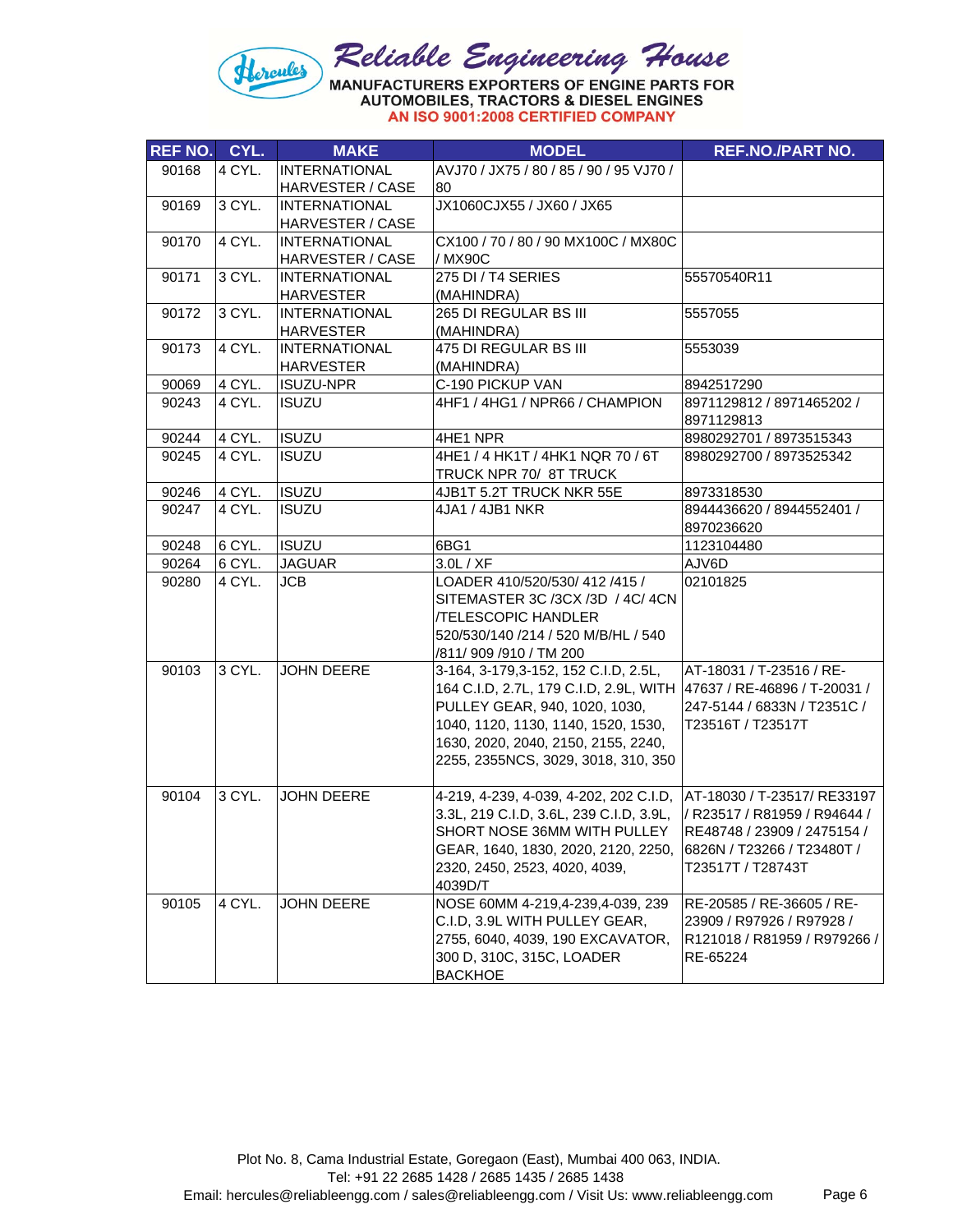# Reliable Engineering House

**MANUFACTURERS EXPORTERS OF ENGINE PARTS FOR AUTOMOBILES, TRACTORS & DIESEL ENGINES**

**AN ISO 9001:2008 CERTIFIED COMPANY**

| REF NO. | CYL. | MAKE | MODEL | REF.NO./PART NO. |
|---|---|---|---|---|
| 90168 | 4 CYL. | INTERNATIONAL HARVESTER / CASE | AVJ70 / JX75 / 80 / 85 / 90 / 95 VJ70 / 80 | |
| 90169 | 3 CYL. | INTERNATIONAL HARVESTER / CASE | JX1060CJX55 / JX60 / JX65 | |
| 90170 | 4 CYL. | INTERNATIONAL HARVESTER / CASE | CX100 / 70 / 80 / 90 MX100C / MX80C / MX90C | |
| 90171 | 3 CYL. | INTERNATIONAL HARVESTER | 275 DI / T4 SERIES (MAHINDRA) | 55570540R11 |
| 90172 | 3 CYL. | INTERNATIONAL HARVESTER | 265 DI REGULAR BS III (MAHINDRA) | 5557055 |
| 90173 | 4 CYL. | INTERNATIONAL HARVESTER | 475 DI REGULAR BS III (MAHINDRA) | 5553039 |
| 90069 | 4 CYL. | ISUZU-NPR | C-190 PICKUP VAN | 8942517290 |
| 90243 | 4 CYL. | ISUZU | 4HF1 / 4HG1 / NPR66 / CHAMPION | 8971129812 / 8971465202 / 8971129813 |
| 90244 | 4 CYL. | ISUZU | 4HE1 NPR | 8980292701 / 8973515343 |
| 90245 | 4 CYL. | ISUZU | 4HE1 / 4 HK1T / 4HK1 NQR 70 / 6T TRUCK NPR 70/ 8T TRUCK | 8980292700 / 8973525342 |
| 90246 | 4 CYL. | ISUZU | 4JB1T 5.2T TRUCK NKR 55E | 8973318530 |
| 90247 | 4 CYL. | ISUZU | 4JA1 / 4JB1 NKR | 8944436620 / 8944552401 / 8970236620 |
| 90248 | 6 CYL. | ISUZU | 6BG1 | 1123104480 |
| 90264 | 6 CYL. | JAGUAR | 3.0L / XF | AJV6D |
| 90280 | 4 CYL. | JCB | LOADER 410/520/530/ 412 /415 / SITEMASTER 3C /3CX /3D / 4C/ 4CN /TELESCOPIC HANDLER 520/530/140 /214 / 520 M/B/HL / 540 /811/ 909 /910 / TM 200 | 02101825 |
| 90103 | 3 CYL. | JOHN DEERE | 3-164, 3-179,3-152, 152 C.I.D, 2.5L, 164 C.I.D, 2.7L, 179 C.I.D, 2.9L, WITH PULLEY GEAR, 940, 1020, 1030, 1040, 1120, 1130, 1140, 1520, 1530, 1630, 2020, 2040, 2150, 2155, 2240, 2255, 2355NCS, 3029, 3018, 310, 350 | AT-18031 / T-23516 / RE-47637 / RE-46896 / T-20031 / 247-5144 / 6833N / T2351C / T23516T / T23517T |
| 90104 | 3 CYL. | JOHN DEERE | 4-219, 4-239, 4-039, 4-202, 202 C.I.D, 3.3L, 219 C.I.D, 3.6L, 239 C.I.D, 3.9L, SHORT NOSE 36MM WITH PULLEY GEAR, 1640, 1830, 2020, 2120, 2250, 2320, 2450, 2523, 4020, 4039, 4039D/T | AT-18030 / T-23517/ RE33197 / R23517 / R81959 / R94644 / RE48748 / 23909 / 2475154 / 6826N / T23266 / T23480T / T23517T / T28743T |
| 90105 | 4 CYL. | JOHN DEERE | NOSE 60MM 4-219,4-239,4-039, 239 C.I.D, 3.9L WITH PULLEY GEAR, 2755, 6040, 4039, 190 EXCAVATOR, 300 D, 310C, 315C, LOADER BACKHOE | RE-20585 / RE-36605 / RE-23909 / R97926 / R97928 / R121018 / R81959 / R979266 / RE-65224 |

Plot No. 8, Cama Industrial Estate, Goregaon (East), Mumbai 400 063, INDIA.
Tel: +91 22 2685 1428 / 2685 1435 / 2685 1438
Email: hercules@reliableengg.com / sales@reliableengg.com / Visit Us: www.reliableengg.com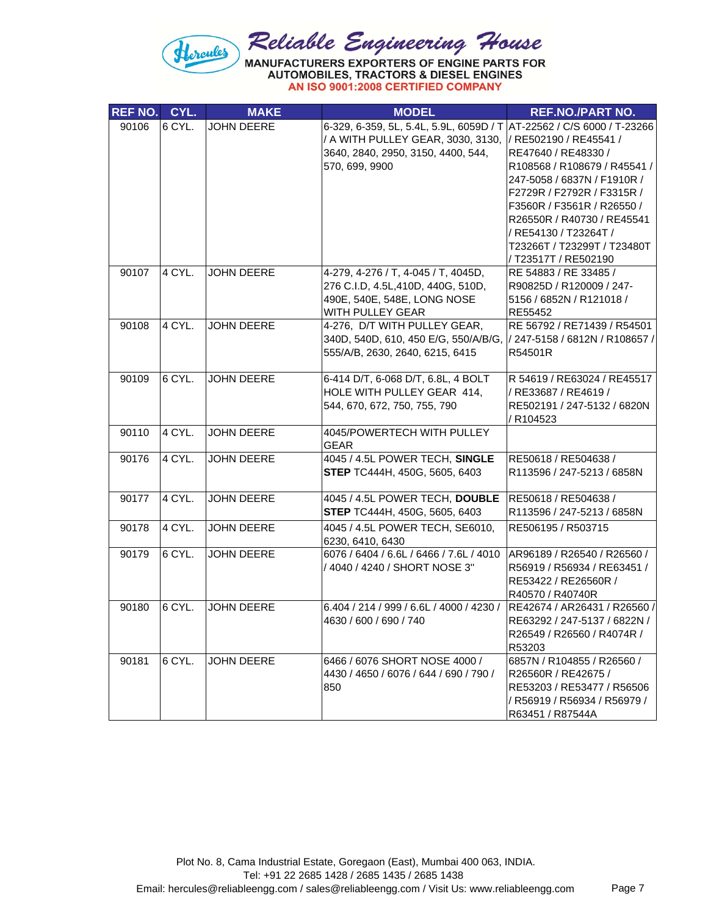# Reliable Engineering House

**MANUFACTURERS EXPORTERS OF ENGINE PARTS FOR AUTOMOBILES, TRACTORS & DIESEL ENGINES**

**AN ISO 9001:2008 CERTIFIED COMPANY**

| REF NO. | CYL. | MAKE | MODEL | REF.NO./PART NO. |
|---|---|---|---|---|
| 90106 | 6 CYL. | JOHN DEERE | 6-329, 6-359, 5L, 5.4L, 5.9L, 6059D / T / A WITH PULLEY GEAR, 3030, 3130, 3640, 2840, 2950, 3150, 4400, 544, 570, 699, 9900 | AT-22562 / C/S 6000 / T-23266 / RE502190 / RE45541 / RE47640 / RE48330 / R108568 / R108679 / R45541 / 247-5058 / 6837N / F1910R / F2729R / F2792R / F3315R / F3560R / F3561R / R26550 / R26550R / R40730 / RE45541 / RE54130 / T23264T / T23266T / T23299T / T23480T / T23517T / RE502190 |
| 90107 | 4 CYL. | JOHN DEERE | 4-279, 4-276 / T, 4-045 / T, 4045D, 276 C.I.D, 4.5L,410D, 440G, 510D, 490E, 540E, 548E, LONG NOSE WITH PULLEY GEAR | RE 54883 / RE 33485 / R90825D / R120009 / 247-5156 / 6852N / R121018 / RE55452 |
| 90108 | 4 CYL. | JOHN DEERE | 4-276, D/T WITH PULLEY GEAR, 340D, 540D, 610, 450 E/G, 550/A/B/G, 555/A/B, 2630, 2640, 6215, 6415 | RE 56792 / RE71439 / R54501 / 247-5158 / 6812N / R108657 / R54501R |
| 90109 | 6 CYL. | JOHN DEERE | 6-414 D/T, 6-068 D/T, 6.8L, 4 BOLT HOLE WITH PULLEY GEAR 414, 544, 670, 672, 750, 755, 790 | R 54619 / RE63024 / RE45517 / RE33687 / RE4619 / RE502191 / 247-5132 / 6820N / R104523 |
| 90110 | 4 CYL. | JOHN DEERE | 4045/POWERTECH WITH PULLEY GEAR | |
| 90176 | 4 CYL. | JOHN DEERE | 4045 / 4.5L POWER TECH, **SINGLE STEP** TC444H, 450G, 5605, 6403 | RE50618 / RE504638 / R113596 / 247-5213 / 6858N |
| 90177 | 4 CYL. | JOHN DEERE | 4045 / 4.5L POWER TECH, **DOUBLE STEP** TC444H, 450G, 5605, 6403 | RE50618 / RE504638 / R113596 / 247-5213 / 6858N |
| 90178 | 4 CYL. | JOHN DEERE | 4045 / 4.5L POWER TECH, SE6010, 6230, 6410, 6430 | RE506195 / R503715 |
| 90179 | 6 CYL. | JOHN DEERE | 6076 / 6404 / 6.6L / 6466 / 7.6L / 4010 / 4040 / 4240 / SHORT NOSE 3" | AR96189 / R26540 / R26560 / R56919 / R56934 / RE63451 / RE53422 / RE26560R / R40570 / R40740R |
| 90180 | 6 CYL. | JOHN DEERE | 6.404 / 214 / 999 / 6.6L / 4000 / 4230 / 4630 / 600 / 690 / 740 | RE42674 / AR26431 / R26560 / RE63292 / 247-5137 / 6822N / R26549 / R26560 / R4074R / R53203 |
| 90181 | 6 CYL. | JOHN DEERE | 6466 / 6076 SHORT NOSE 4000 / 4430 / 4650 / 6076 / 644 / 690 / 790 / 850 | 6857N / R104855 / R26560 / R26560R / RE42675 / RE53203 / RE53477 / R56506 / R56919 / R56934 / R56979 / R63451 / R87544A |

Plot No. 8, Cama Industrial Estate, Goregaon (East), Mumbai 400 063, INDIA.
Tel: +91 22 2685 1428 / 2685 1435 / 2685 1438
Email: hercules@reliableengg.com / sales@reliableengg.com / Visit Us: www.reliableengg.com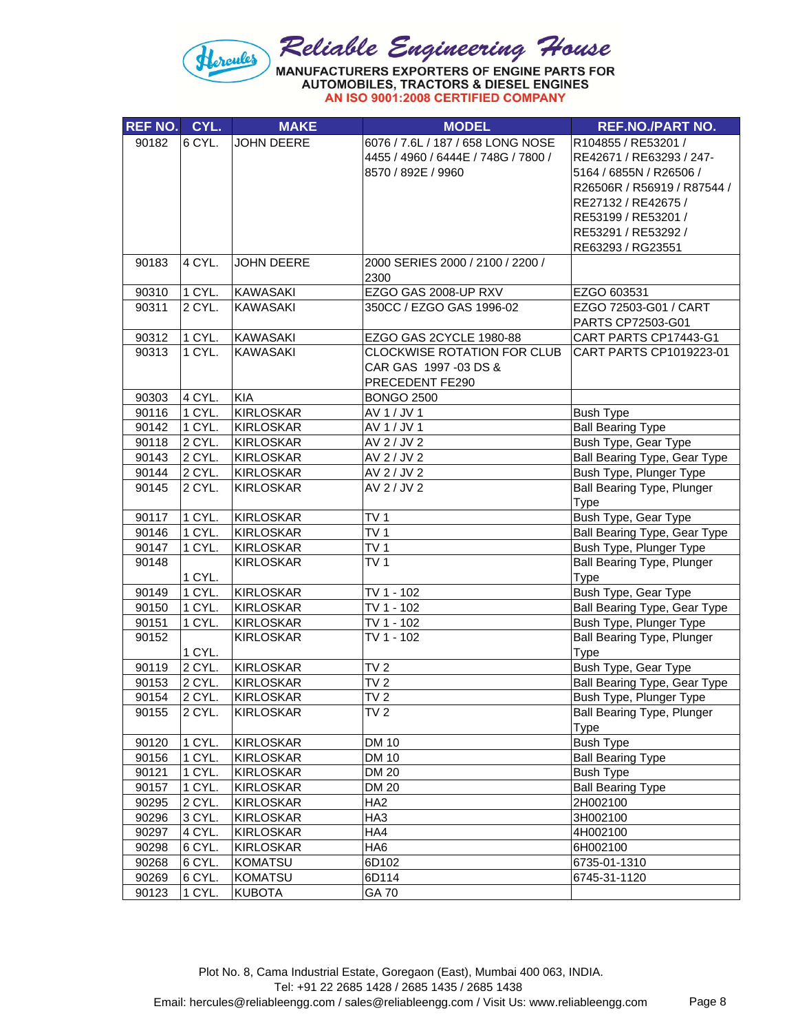# Reliable Engineering House

**MANUFACTURERS EXPORTERS OF ENGINE PARTS FOR AUTOMOBILES, TRACTORS & DIESEL ENGINES**

**AN ISO 9001:2008 CERTIFIED COMPANY**

| REF NO. | CYL. | MAKE | MODEL | REF.NO./PART NO. |
|---|---|---|---|---|
| 90182 | 6 CYL. | JOHN DEERE | 6076 / 7.6L / 187 / 658 LONG NOSE 4455 / 4960 / 6444E / 748G / 7800 / 8570 / 892E / 9960 | R104855 / RE53201 / RE42671 / RE63293 / 247-5164 / 6855N / R26506 / R26506R / R56919 / R87544 / RE27132 / RE42675 / RE53199 / RE53201 / RE53291 / RE53292 / RE63293 / RG23551 |
| 90183 | 4 CYL. | JOHN DEERE | 2000 SERIES 2000 / 2100 / 2200 / 2300 | |
| 90310 | 1 CYL. | KAWASAKI | EZGO GAS 2008-UP RXV | EZGO 603531 |
| 90311 | 2 CYL. | KAWASAKI | 350CC / EZGO GAS 1996-02 | EZGO 72503-G01 / CART PARTS CP72503-G01 |
| 90312 | 1 CYL. | KAWASAKI | EZGO GAS 2CYCLE 1980-88 | CART PARTS CP17443-G1 |
| 90313 | 1 CYL. | KAWASAKI | CLOCKWISE ROTATION FOR CLUB CAR GAS 1997 -03 DS & PRECEDENT FE290 | CART PARTS CP1019223-01 |
| 90303 | 4 CYL. | KIA | BONGO 2500 | |
| 90116 | 1 CYL. | KIRLOSKAR | AV 1 / JV 1 | Bush Type |
| 90142 | 1 CYL. | KIRLOSKAR | AV 1 / JV 1 | Ball Bearing Type |
| 90118 | 2 CYL. | KIRLOSKAR | AV 2 / JV 2 | Bush Type, Gear Type |
| 90143 | 2 CYL. | KIRLOSKAR | AV 2 / JV 2 | Ball Bearing Type, Gear Type |
| 90144 | 2 CYL. | KIRLOSKAR | AV 2 / JV 2 | Bush Type, Plunger Type |
| 90145 | 2 CYL. | KIRLOSKAR | AV 2 / JV 2 | Ball Bearing Type, Plunger Type |
| 90117 | 1 CYL. | KIRLOSKAR | TV 1 | Bush Type, Gear Type |
| 90146 | 1 CYL. | KIRLOSKAR | TV 1 | Ball Bearing Type, Gear Type |
| 90147 | 1 CYL. | KIRLOSKAR | TV 1 | Bush Type, Plunger Type |
| 90148 | 1 CYL. | KIRLOSKAR | TV 1 | Ball Bearing Type, Plunger Type |
| 90149 | 1 CYL. | KIRLOSKAR | TV 1 - 102 | Bush Type, Gear Type |
| 90150 | 1 CYL. | KIRLOSKAR | TV 1 - 102 | Ball Bearing Type, Gear Type |
| 90151 | 1 CYL. | KIRLOSKAR | TV 1 - 102 | Bush Type, Plunger Type |
| 90152 | 1 CYL. | KIRLOSKAR | TV 1 - 102 | Ball Bearing Type, Plunger Type |
| 90119 | 2 CYL. | KIRLOSKAR | TV 2 | Bush Type, Gear Type |
| 90153 | 2 CYL. | KIRLOSKAR | TV 2 | Ball Bearing Type, Gear Type |
| 90154 | 2 CYL. | KIRLOSKAR | TV 2 | Bush Type, Plunger Type |
| 90155 | 2 CYL. | KIRLOSKAR | TV 2 | Ball Bearing Type, Plunger Type |
| 90120 | 1 CYL. | KIRLOSKAR | DM 10 | Bush Type |
| 90156 | 1 CYL. | KIRLOSKAR | DM 10 | Ball Bearing Type |
| 90121 | 1 CYL. | KIRLOSKAR | DM 20 | Bush Type |
| 90157 | 1 CYL. | KIRLOSKAR | DM 20 | Ball Bearing Type |
| 90295 | 2 CYL. | KIRLOSKAR | HA2 | 2H002100 |
| 90296 | 3 CYL. | KIRLOSKAR | HA3 | 3H002100 |
| 90297 | 4 CYL. | KIRLOSKAR | HA4 | 4H002100 |
| 90298 | 6 CYL. | KIRLOSKAR | HA6 | 6H002100 |
| 90268 | 6 CYL. | KOMATSU | 6D102 | 6735-01-1310 |
| 90269 | 6 CYL. | KOMATSU | 6D114 | 6745-31-1120 |
| 90123 | 1 CYL. | KUBOTA | GA 70 | |

Plot No. 8, Cama Industrial Estate, Goregaon (East), Mumbai 400 063, INDIA.
Tel: +91 22 2685 1428 / 2685 1435 / 2685 1438
Email: hercules@reliableengg.com / sales@reliableengg.com / Visit Us: www.reliableengg.com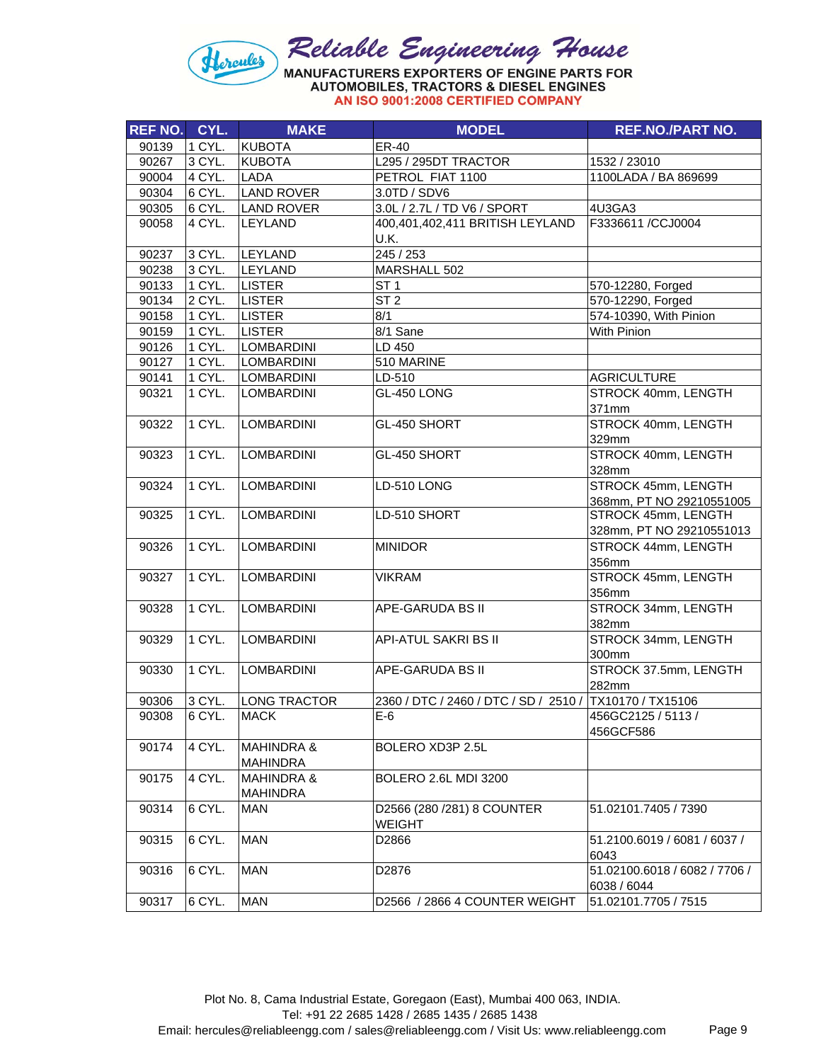Reliable Engineering House

MANUFACTURERS EXPORTERS OF ENGINE PARTS FOR AUTOMOBILES, TRACTORS & DIESEL ENGINES

AN ISO 9001:2008 CERTIFIED COMPANY

| REF NO. | CYL. | MAKE | MODEL | REF.NO./PART NO. |
|---|---|---|---|---|
| 90139 | 1 CYL. | KUBOTA | ER-40 | |
| 90267 | 3 CYL. | KUBOTA | L295 / 295DT TRACTOR | 1532 / 23010 |
| 90004 | 4 CYL. | LADA | PETROL FIAT 1100 | 1100LADA / BA 869699 |
| 90304 | 6 CYL. | LAND ROVER | 3.0TD / SDV6 | |
| 90305 | 6 CYL. | LAND ROVER | 3.0L / 2.7L / TD V6 / SPORT | 4U3GA3 |
| 90058 | 4 CYL. | LEYLAND | 400,401,402,411 BRITISH LEYLAND U.K. | F3336611 /CCJ0004 |
| 90237 | 3 CYL. | LEYLAND | 245 / 253 | |
| 90238 | 3 CYL. | LEYLAND | MARSHALL 502 | |
| 90133 | 1 CYL. | LISTER | ST 1 | 570-12280, Forged |
| 90134 | 2 CYL. | LISTER | ST 2 | 570-12290, Forged |
| 90158 | 1 CYL. | LISTER | 8/1 | 574-10390, With Pinion |
| 90159 | 1 CYL. | LISTER | 8/1 Sane | With Pinion |
| 90126 | 1 CYL. | LOMBARDINI | LD 450 | |
| 90127 | 1 CYL. | LOMBARDINI | 510 MARINE | |
| 90141 | 1 CYL. | LOMBARDINI | LD-510 | AGRICULTURE |
| 90321 | 1 CYL. | LOMBARDINI | GL-450 LONG | STROCK 40mm, LENGTH 371mm |
| 90322 | 1 CYL. | LOMBARDINI | GL-450 SHORT | STROCK 40mm, LENGTH 329mm |
| 90323 | 1 CYL. | LOMBARDINI | GL-450 SHORT | STROCK 40mm, LENGTH 328mm |
| 90324 | 1 CYL. | LOMBARDINI | LD-510 LONG | STROCK 45mm, LENGTH 368mm, PT NO 29210551005 |
| 90325 | 1 CYL. | LOMBARDINI | LD-510 SHORT | STROCK 45mm, LENGTH 328mm, PT NO 29210551013 |
| 90326 | 1 CYL. | LOMBARDINI | MINIDOR | STROCK 44mm, LENGTH 356mm |
| 90327 | 1 CYL. | LOMBARDINI | VIKRAM | STROCK 45mm, LENGTH 356mm |
| 90328 | 1 CYL. | LOMBARDINI | APE-GARUDA BS II | STROCK 34mm, LENGTH 382mm |
| 90329 | 1 CYL. | LOMBARDINI | API-ATUL SAKRI BS II | STROCK 34mm, LENGTH 300mm |
| 90330 | 1 CYL. | LOMBARDINI | APE-GARUDA BS II | STROCK 37.5mm, LENGTH 282mm |
| 90306 | 3 CYL. | LONG TRACTOR | 2360 / DTC / 2460 / DTC / SD / 2510 / | TX10170 / TX15106 |
| 90308 | 6 CYL. | MACK | E-6 | 456GC2125 / 5113 / 456GCF586 |
| 90174 | 4 CYL. | MAHINDRA & MAHINDRA | BOLERO XD3P 2.5L | |
| 90175 | 4 CYL. | MAHINDRA & MAHINDRA | BOLERO 2.6L MDI 3200 | |
| 90314 | 6 CYL. | MAN | D2566 (280 /281) 8 COUNTER WEIGHT | 51.02101.7405 / 7390 |
| 90315 | 6 CYL. | MAN | D2866 | 51.2100.6019 / 6081 / 6037 / 6043 |
| 90316 | 6 CYL. | MAN | D2876 | 51.02100.6018 / 6082 / 7706 / 6038 / 6044 |
| 90317 | 6 CYL. | MAN | D2566 / 2866 4 COUNTER WEIGHT | 51.02101.7705 / 7515 |

Plot No. 8, Cama Industrial Estate, Goregaon (East), Mumbai 400 063, INDIA.
Tel: +91 22 2685 1428 / 2685 1435 / 2685 1438
Email: hercules@reliableengg.com / sales@reliableengg.com / Visit Us: www.reliableengg.com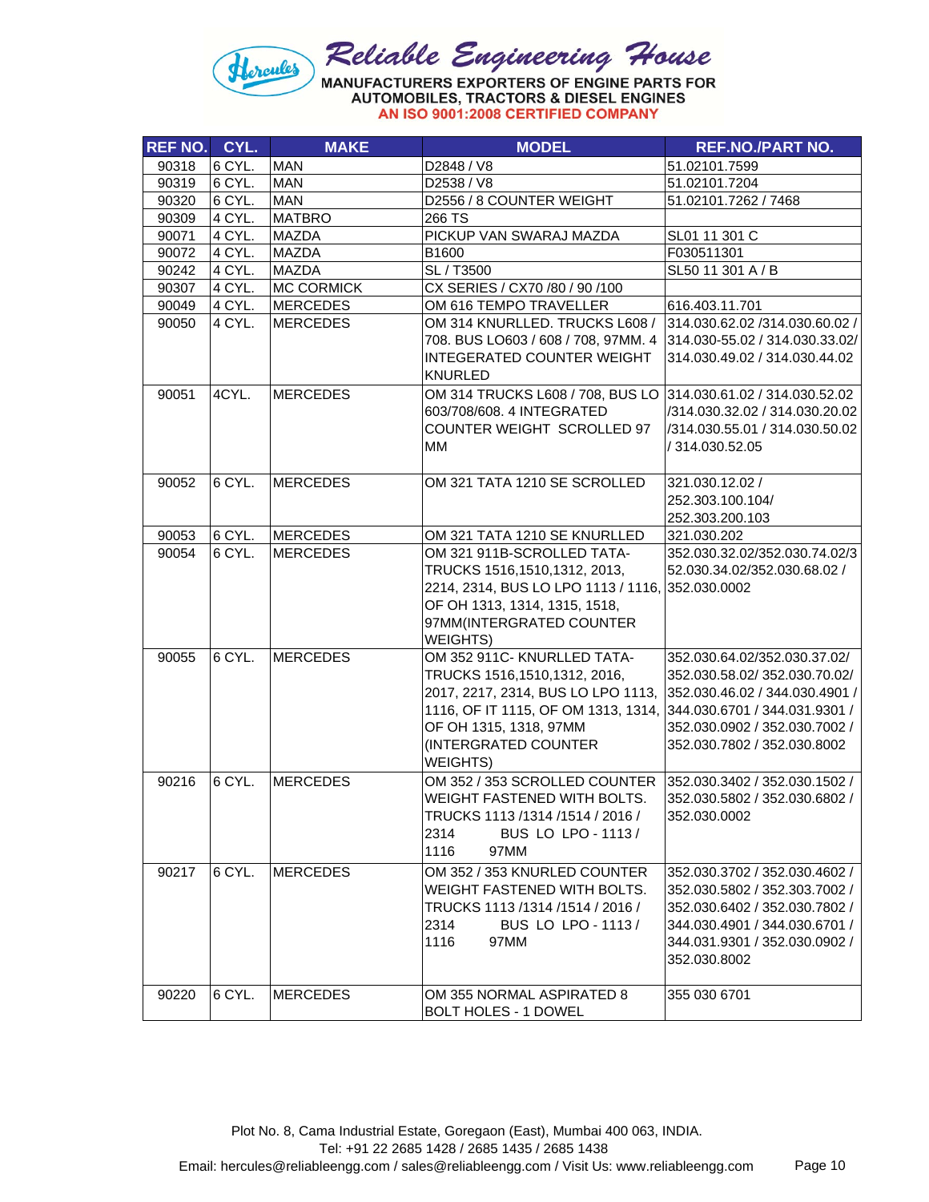# Reliable Engineering House

**MANUFACTURERS EXPORTERS OF ENGINE PARTS FOR AUTOMOBILES, TRACTORS & DIESEL ENGINES**

**AN ISO 9001:2008 CERTIFIED COMPANY**

| REF NO. | CYL. | MAKE | MODEL | REF.NO./PART NO. |
|---|---|---|---|---|
| 90318 | 6 CYL. | MAN | D2848 / V8 | 51.02101.7599 |
| 90319 | 6 CYL. | MAN | D2538 / V8 | 51.02101.7204 |
| 90320 | 6 CYL. | MAN | D2556 / 8 COUNTER WEIGHT | 51.02101.7262 / 7468 |
| 90309 | 4 CYL. | MATBRO | 266 TS | |
| 90071 | 4 CYL. | MAZDA | PICKUP VAN SWARAJ MAZDA | SL01 11 301 C |
| 90072 | 4 CYL. | MAZDA | B1600 | F030511301 |
| 90242 | 4 CYL. | MAZDA | SL / T3500 | SL50 11 301 A / B |
| 90307 | 4 CYL. | MC CORMICK | CX SERIES / CX70 /80 / 90 /100 | |
| 90049 | 4 CYL. | MERCEDES | OM 616 TEMPO TRAVELLER | 616.403.11.701 |
| 90050 | 4 CYL. | MERCEDES | OM 314 KNURLLED. TRUCKS L608 / 708. BUS LO603 / 608 / 708, 97MM. 4 INTEGERATED COUNTER WEIGHT KNURLED | 314.030.62.02 /314.030.60.02 / 314.030-55.02 / 314.030.33.02/ 314.030.49.02 / 314.030.44.02 |
| 90051 | 4CYL. | MERCEDES | OM 314 TRUCKS L608 / 708, BUS LO 603/708/608. 4 INTEGRATED COUNTER WEIGHT SCROLLED 97 MM | 314.030.61.02 / 314.030.52.02 /314.030.32.02 / 314.030.20.02 /314.030.55.01 / 314.030.50.02 / 314.030.52.05 |
| 90052 | 6 CYL. | MERCEDES | OM 321 TATA 1210 SE SCROLLED | 321.030.12.02 / 252.303.100.104/ 252.303.200.103 |
| 90053 | 6 CYL. | MERCEDES | OM 321 TATA 1210 SE KNURLLED | 321.030.202 |
| 90054 | 6 CYL. | MERCEDES | OM 321 911B-SCROLLED TATA-TRUCKS 1516,1510,1312, 2013, 2214, 2314, BUS LO LPO 1113 / 1116, OF OH 1313, 1314, 1315, 1518, 97MM(INTERGRATED COUNTER WEIGHTS) | 352.030.32.02/352.030.74.02/352.030.34.02/352.030.68.02 / 352.030.0002 |
| 90055 | 6 CYL. | MERCEDES | OM 352 911C- KNURLLED TATA-TRUCKS 1516,1510,1312, 2016, 2017, 2217, 2314, BUS LO LPO 1113, 1116, OF IT 1115, OF OM 1313, 1314, OF OH 1315, 1318, 97MM (INTERGRATED COUNTER WEIGHTS) | 352.030.64.02/352.030.37.02/ 352.030.58.02/ 352.030.70.02/ 352.030.46.02 / 344.030.4901 / 344.030.6701 / 344.031.9301 / 352.030.0902 / 352.030.7002 / 352.030.7802 / 352.030.8002 |
| 90216 | 6 CYL. | MERCEDES | OM 352 / 353 SCROLLED COUNTER WEIGHT FASTENED WITH BOLTS. TRUCKS 1113 /1314 /1514 / 2016 / 2314 BUS LO LPO - 1113 / 1116 97MM | 352.030.3402 / 352.030.1502 / 352.030.5802 / 352.030.6802 / 352.030.0002 |
| 90217 | 6 CYL. | MERCEDES | OM 352 / 353 KNURLED COUNTER WEIGHT FASTENED WITH BOLTS. TRUCKS 1113 /1314 /1514 / 2016 / 2314 BUS LO LPO - 1113 / 1116 97MM | 352.030.3702 / 352.030.4602 / 352.030.5802 / 352.303.7002 / 352.030.6402 / 352.030.7802 / 344.030.4901 / 344.030.6701 / 344.031.9301 / 352.030.0902 / 352.030.8002 |
| 90220 | 6 CYL. | MERCEDES | OM 355 NORMAL ASPIRATED 8 BOLT HOLES - 1 DOWEL | 355 030 6701 |

Plot No. 8, Cama Industrial Estate, Goregaon (East), Mumbai 400 063, INDIA.
Tel: +91 22 2685 1428 / 2685 1435 / 2685 1438
Email: hercules@reliableengg.com / sales@reliableengg.com / Visit Us: www.reliableengg.com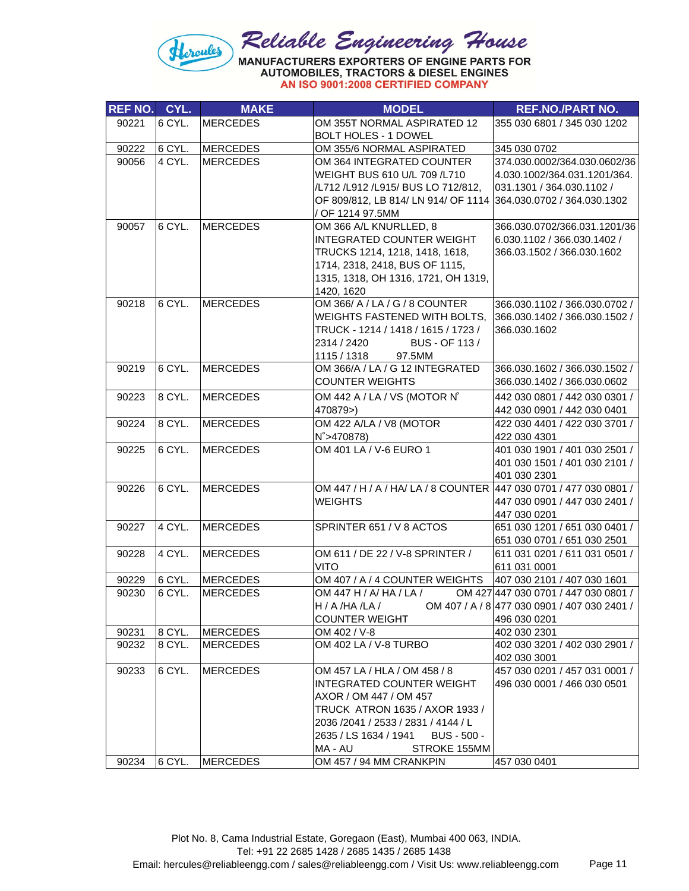# Reliable Engineering House

**MANUFACTURERS EXPORTERS OF ENGINE PARTS FOR AUTOMOBILES, TRACTORS & DIESEL ENGINES**

**AN ISO 9001:2008 CERTIFIED COMPANY**

| REF NO. | CYL. | MAKE | MODEL | REF.NO./PART NO. |
|---|---|---|---|---|
| 90221 | 6 CYL. | MERCEDES | OM 355T NORMAL ASPIRATED 12 BOLT HOLES - 1 DOWEL | 355 030 6801 / 345 030 1202 |
| 90222 | 6 CYL. | MERCEDES | OM 355/6 NORMAL ASPIRATED | 345 030 0702 |
| 90056 | 4 CYL. | MERCEDES | OM 364 INTEGRATED COUNTER WEIGHT BUS 610 U/L 709 /L710 /L712 /L912 /L915/ BUS LO 712/812, OF 809/812, LB 814/ LN 914/ OF 1114 / OF 1214 97.5MM | 374.030.0002/364.030.0602/364.030.1002/364.031.1201/364.031.1301 / 364.030.1102 / 364.030.0702 / 364.030.1302 |
| 90057 | 6 CYL. | MERCEDES | OM 366 A/L KNURLLED, 8 INTEGRATED COUNTER WEIGHT TRUCKS 1214, 1218, 1418, 1618, 1714, 2318, 2418, BUS OF 1115, 1315, 1318, OH 1316, 1721, OH 1319, 1420, 1620 | 366.030.0702/366.031.1201/366.030.1102 / 366.030.1402 / 366.03.1502 / 366.030.1602 |
| 90218 | 6 CYL. | MERCEDES | OM 366/ A / LA / G / 8 COUNTER WEIGHTS FASTENED WITH BOLTS, TRUCK - 1214 / 1418 / 1615 / 1723 / 2314 / 2420 BUS - OF 113 / 1115 / 1318 97.5MM | 366.030.1102 / 366.030.0702 / 366.030.1402 / 366.030.1502 / 366.030.1602 |
| 90219 | 6 CYL. | MERCEDES | OM 366/A / LA / G 12 INTEGRATED COUNTER WEIGHTS | 366.030.1602 / 366.030.1502 / 366.030.1402 / 366.030.0602 |
| 90223 | 8 CYL. | MERCEDES | OM 442 A / LA / VS (MOTOR N° 470879>) | 442 030 0801 / 442 030 0301 / 442 030 0901 / 442 030 0401 |
| 90224 | 8 CYL. | MERCEDES | OM 422 A/LA / V8 (MOTOR N°>470878) | 422 030 4401 / 422 030 3701 / 422 030 4301 |
| 90225 | 6 CYL. | MERCEDES | OM 401 LA / V-6 EURO 1 | 401 030 1901 / 401 030 2501 / 401 030 1501 / 401 030 2101 / 401 030 2301 |
| 90226 | 6 CYL. | MERCEDES | OM 447 / H / A / HA/ LA / 8 COUNTER WEIGHTS | 447 030 0701 / 477 030 0801 / 447 030 0901 / 447 030 2401 / 447 030 0201 |
| 90227 | 4 CYL. | MERCEDES | SPRINTER 651 / V 8 ACTOS | 651 030 1201 / 651 030 0401 / 651 030 0701 / 651 030 2501 |
| 90228 | 4 CYL. | MERCEDES | OM 611 / DE 22 / V-8 SPRINTER / VITO | 611 031 0201 / 611 031 0501 / 611 031 0001 |
| 90229 | 6 CYL. | MERCEDES | OM 407 / A / 4 COUNTER WEIGHTS | 407 030 2101 / 407 030 1601 |
| 90230 | 6 CYL. | MERCEDES | OM 447 H / A/ HA / LA / OM 427 H / A /HA /LA / OM 407 / A / 8 COUNTER WEIGHT | 447 030 0701 / 447 030 0801 / 477 030 0901 / 407 030 2401 / 496 030 0201 |
| 90231 | 8 CYL. | MERCEDES | OM 402 / V-8 | 402 030 2301 |
| 90232 | 8 CYL. | MERCEDES | OM 402 LA / V-8 TURBO | 402 030 3201 / 402 030 2901 / 402 030 3001 |
| 90233 | 6 CYL. | MERCEDES | OM 457 LA / HLA / OM 458 / 8 INTEGRATED COUNTER WEIGHT AXOR / OM 447 / OM 457 TRUCK ATRON 1635 / AXOR 1933 / 2036 /2041 / 2533 / 2831 / 4144 / L 2635 / LS 1634 / 1941 BUS - 500 - MA - AU STROKE 155MM | 457 030 0201 / 457 031 0001 / 496 030 0001 / 466 030 0501 |
| 90234 | 6 CYL. | MERCEDES | OM 457 / 94 MM CRANKPIN | 457 030 0401 |

Plot No. 8, Cama Industrial Estate, Goregaon (East), Mumbai 400 063, INDIA.
Tel: +91 22 2685 1428 / 2685 1435 / 2685 1438
Email: hercules@reliableengg.com / sales@reliableengg.com / Visit Us: www.reliableengg.com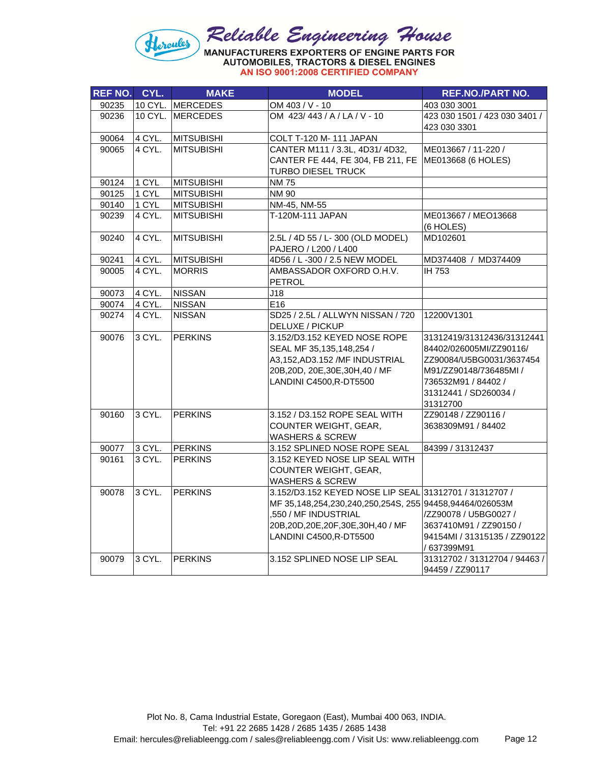# Reliable Engineering House

**MANUFACTURERS EXPORTERS OF ENGINE PARTS FOR AUTOMOBILES, TRACTORS & DIESEL ENGINES**

**AN ISO 9001:2008 CERTIFIED COMPANY**

| REF NO. | CYL. | MAKE | MODEL | REF.NO./PART NO. |
|---|---|---|---|---|
| 90235 | 10 CYL. | MERCEDES | OM 403 / V - 10 | 403 030 3001 |
| 90236 | 10 CYL. | MERCEDES | OM 423/ 443 / A / LA / V - 10 | 423 030 1501 / 423 030 3401 / 423 030 3301 |
| 90064 | 4 CYL. | MITSUBISHI | COLT T-120 M- 111 JAPAN | |
| 90065 | 4 CYL. | MITSUBISHI | CANTER M111 / 3.3L, 4D31/ 4D32, CANTER FE 444, FE 304, FB 211, FE TURBO DIESEL TRUCK | ME013667 / 11-220 / ME013668 (6 HOLES) |
| 90124 | 1 CYL | MITSUBISHI | NM 75 | |
| 90125 | 1 CYL | MITSUBISHI | NM 90 | |
| 90140 | 1 CYL | MITSUBISHI | NM-45, NM-55 | |
| 90239 | 4 CYL. | MITSUBISHI | T-120M-111 JAPAN | ME013667 / MEO13668 (6 HOLES) |
| 90240 | 4 CYL. | MITSUBISHI | 2.5L / 4D 55 / L- 300 (OLD MODEL) PAJERO / L200 / L400 | MD102601 |
| 90241 | 4 CYL. | MITSUBISHI | 4D56 / L -300 / 2.5 NEW MODEL | MD374408 / MD374409 |
| 90005 | 4 CYL. | MORRIS | AMBASSADOR OXFORD O.H.V. PETROL | IH 753 |
| 90073 | 4 CYL. | NISSAN | J18 | |
| 90074 | 4 CYL. | NISSAN | E16 | |
| 90274 | 4 CYL. | NISSAN | SD25 / 2.5L / ALLWYN NISSAN / 720 DELUXE / PICKUP | 12200V1301 |
| 90076 | 3 CYL. | PERKINS | 3.152/D3.152 KEYED NOSE ROPE SEAL MF 35,135,148,254 / A3,152,AD3.152 /MF INDUSTRIAL 20B,20D, 20E,30E,30H,40 / MF LANDINI C4500,R-DT5500 | 31312419/31312436/31312441 84402/026005MI/ZZ90116/ ZZ90084/U5BG0031/3637454 M91/ZZ90148/736485MI / 736532M91 / 84402 / 31312441 / SD260034 / 31312700 |
| 90160 | 3 CYL. | PERKINS | 3.152 / D3.152 ROPE SEAL WITH COUNTER WEIGHT, GEAR, WASHERS & SCREW | ZZ90148 / ZZ90116 / 3638309M91 / 84402 |
| 90077 | 3 CYL. | PERKINS | 3.152 SPLINED NOSE ROPE SEAL | 84399 / 31312437 |
| 90161 | 3 CYL. | PERKINS | 3.152 KEYED NOSE LIP SEAL WITH COUNTER WEIGHT, GEAR, WASHERS & SCREW | |
| 90078 | 3 CYL. | PERKINS | 3.152/D3.152 KEYED NOSE LIP SEAL MF 35,148,254,230,240,250,254S, 255 ,550 / MF INDUSTRIAL 20B,20D,20E,20F,30E,30H,40 / MF LANDINI C4500,R-DT5500 | 31312701 / 31312707 / 94458,94464/026053M /ZZ90078 / U5BG0027 / 3637410M91 / ZZ90150 / 94154MI / 31315135 / ZZ90122 / 637399M91 |
| 90079 | 3 CYL. | PERKINS | 3.152 SPLINED NOSE LIP SEAL | 31312702 / 31312704 / 94463 / 94459 / ZZ90117 |

Plot No. 8, Cama Industrial Estate, Goregaon (East), Mumbai 400 063, INDIA.
Tel: +91 22 2685 1428 / 2685 1435 / 2685 1438
Email: hercules@reliableengg.com / sales@reliableengg.com / Visit Us: www.reliableengg.com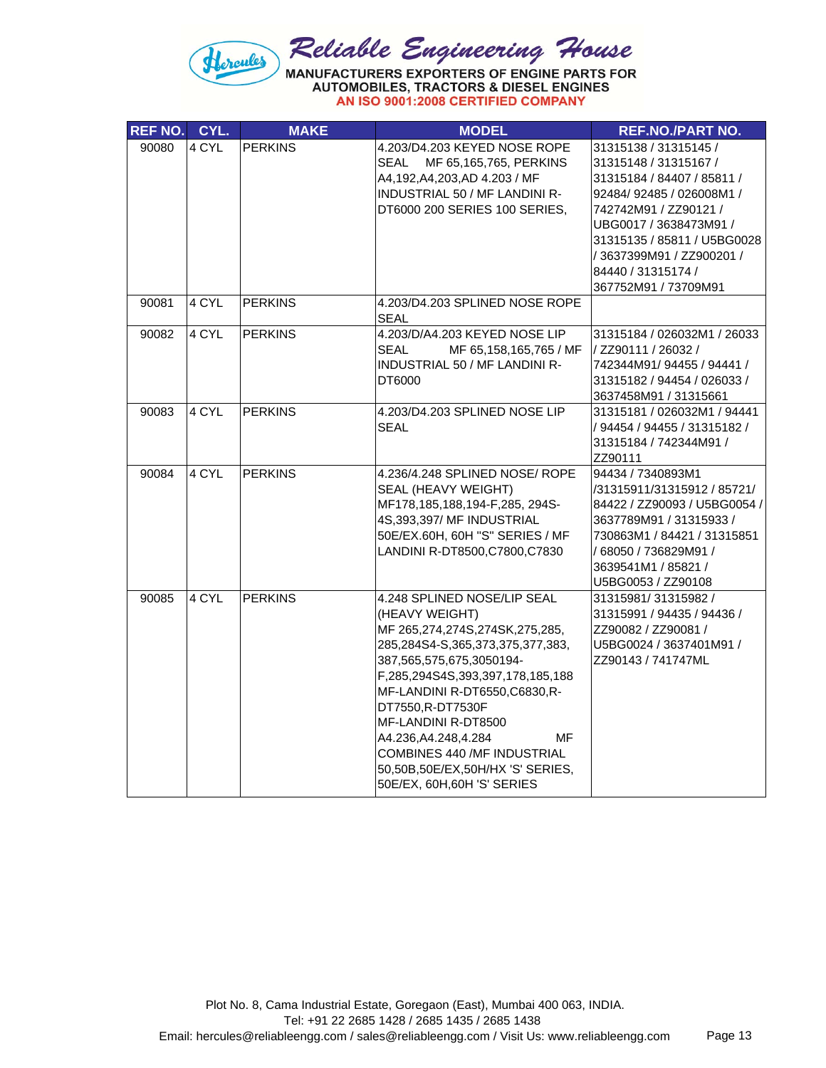# Reliable Engineering House

**MANUFACTURERS EXPORTERS OF ENGINE PARTS FOR AUTOMOBILES, TRACTORS & DIESEL ENGINES**

**AN ISO 9001:2008 CERTIFIED COMPANY**

| REF NO. | CYL. | MAKE | MODEL | REF.NO./PART NO. |
|---|---|---|---|---|
| 90080 | 4 CYL | PERKINS | 4.203/D4.203 KEYED NOSE ROPE SEAL MF 65,165,765, PERKINS A4,192,A4,203,AD 4.203 / MF INDUSTRIAL 50 / MF LANDINI R-DT6000 200 SERIES 100 SERIES, | 31315138 / 31315145 / 31315148 / 31315167 / 31315184 / 84407 / 85811 / 92484/ 92485 / 026008M1 / 742742M91 / ZZ90121 / UBG0017 / 3638473M91 / 31315135 / 85811 / U5BG0028 / 3637399M91 / ZZ900201 / 84440 / 31315174 / 367752M91 / 73709M91 |
| 90081 | 4 CYL | PERKINS | 4.203/D4.203 SPLINED NOSE ROPE SEAL | |
| 90082 | 4 CYL | PERKINS | 4.203/D/A4.203 KEYED NOSE LIP SEAL MF 65,158,165,765 / MF INDUSTRIAL 50 / MF LANDINI R-DT6000 | 31315184 / 026032M1 / 26033 / ZZ90111 / 26032 / 742344M91/ 94455 / 94441 / 31315182 / 94454 / 026033 / 3637458M91 / 31315661 |
| 90083 | 4 CYL | PERKINS | 4.203/D4.203 SPLINED NOSE LIP SEAL | 31315181 / 026032M1 / 94441 / 94454 / 94455 / 31315182 / 31315184 / 742344M91 / ZZ90111 |
| 90084 | 4 CYL | PERKINS | 4.236/4.248 SPLINED NOSE/ ROPE SEAL (HEAVY WEIGHT) MF178,185,188,194-F,285, 294S-4S,393,397/ MF INDUSTRIAL 50E/EX.60H, 60H "S" SERIES / MF LANDINI R-DT8500,C7800,C7830 | 94434 / 7340893M1 /31315911/31315912 / 85721/ 84422 / ZZ90093 / U5BG0054 / 3637789M91 / 31315933 / 730863M1 / 84421 / 31315851 / 68050 / 736829M91 / 3639541M1 / 85821 / U5BG0053 / ZZ90108 |
| 90085 | 4 CYL | PERKINS | 4.248 SPLINED NOSE/LIP SEAL (HEAVY WEIGHT) MF 265,274,274S,274SK,275,285, 285,284S4-S,365,373,375,377,383, 387,565,575,675,3050194-F,285,294S4S,393,397,178,185,188 MF-LANDINI R-DT6550,C6830,R-DT7550,R-DT7530F MF-LANDINI R-DT8500 A4.236,A4.248,4.284 MF COMBINES 440 /MF INDUSTRIAL 50,50B,50E/EX,50H/HX 'S' SERIES, 50E/EX, 60H,60H 'S' SERIES | 31315981/ 31315982 / 31315991 / 94435 / 94436 / ZZ90082 / ZZ90081 / U5BG0024 / 3637401M91 / ZZ90143 / 741747ML |

Plot No. 8, Cama Industrial Estate, Goregaon (East), Mumbai 400 063, INDIA.
Tel: +91 22 2685 1428 / 2685 1435 / 2685 1438
Email: hercules@reliableengg.com / sales@reliableengg.com / Visit Us: www.reliableengg.com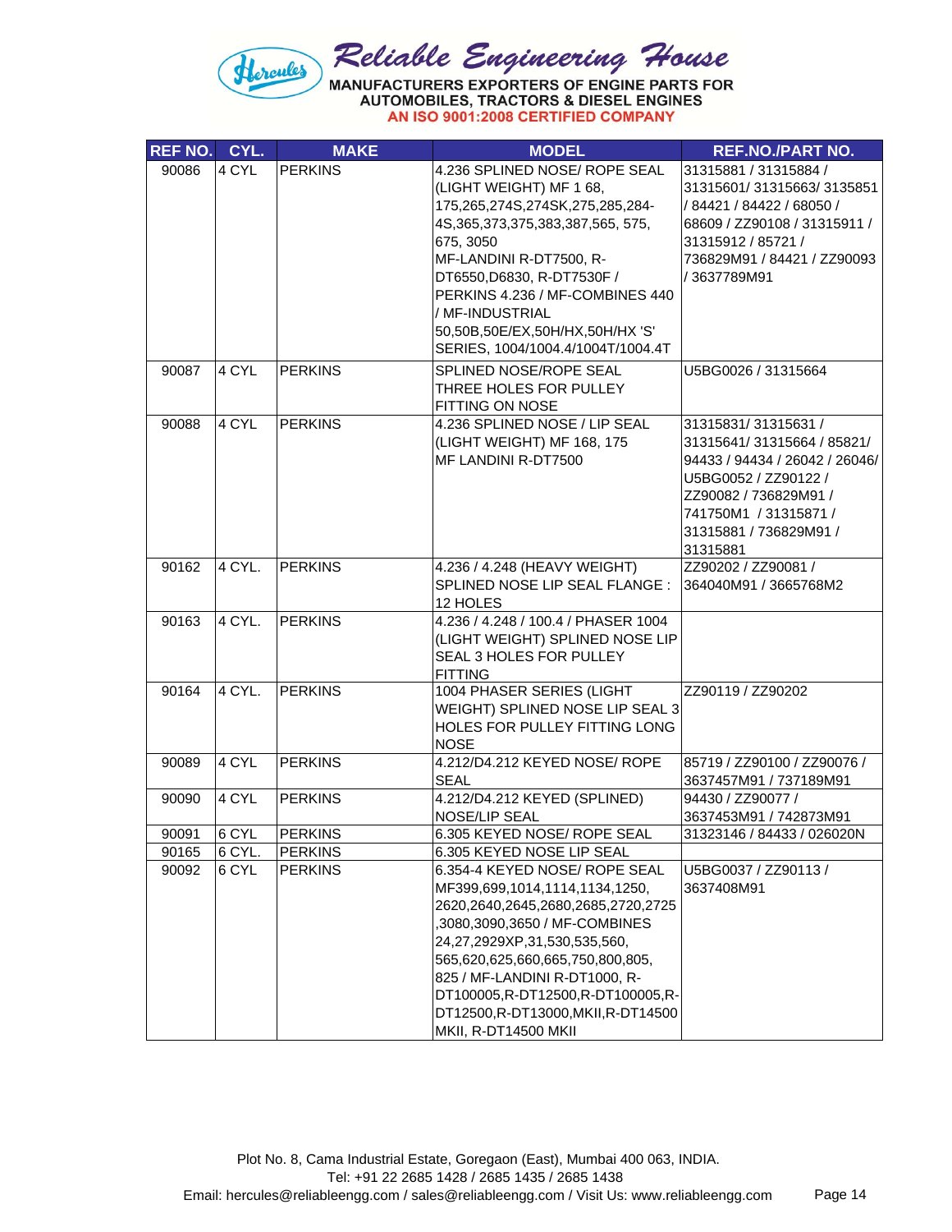# Reliable Engineering House

**MANUFACTURERS EXPORTERS OF ENGINE PARTS FOR AUTOMOBILES, TRACTORS & DIESEL ENGINES**

**AN ISO 9001:2008 CERTIFIED COMPANY**

| REF NO. | CYL. | MAKE | MODEL | REF.NO./PART NO. |
|---|---|---|---|---|
| 90086 | 4 CYL | PERKINS | 4.236 SPLINED NOSE/ ROPE SEAL (LIGHT WEIGHT) MF 1 68, 175,265,274S,274SK,275,285,284-4S,365,373,375,383,387,565, 575, 675, 3050 MF-LANDINI R-DT7500, R-DT6550,D6830, R-DT7530F / PERKINS 4.236 / MF-COMBINES 440 / MF-INDUSTRIAL 50,50B,50E/EX,50H/HX,50H/HX 'S' SERIES, 1004/1004.4/1004T/1004.4T | 31315881 / 31315884 / 31315601/ 31315663/ 3135851 / 84421 / 84422 / 68050 / 68609 / ZZ90108 / 31315911 / 31315912 / 85721 / 736829M91 / 84421 / ZZ90093 / 3637789M91 |
| 90087 | 4 CYL | PERKINS | SPLINED NOSE/ROPE SEAL THREE HOLES FOR PULLEY FITTING ON NOSE | U5BG0026 / 31315664 |
| 90088 | 4 CYL | PERKINS | 4.236 SPLINED NOSE / LIP SEAL (LIGHT WEIGHT) MF 168, 175 MF LANDINI R-DT7500 | 31315831/ 31315631 / 31315641/ 31315664 / 85821/ 94433 / 94434 / 26042 / 26046/ U5BG0052 / ZZ90122 / ZZ90082 / 736829M91 / 741750M1 / 31315871 / 31315881 / 736829M91 / 31315881 |
| 90162 | 4 CYL. | PERKINS | 4.236 / 4.248 (HEAVY WEIGHT) SPLINED NOSE LIP SEAL FLANGE : 12 HOLES | ZZ90202 / ZZ90081 / 364040M91 / 3665768M2 |
| 90163 | 4 CYL. | PERKINS | 4.236 / 4.248 / 100.4 / PHASER 1004 (LIGHT WEIGHT) SPLINED NOSE LIP SEAL 3 HOLES FOR PULLEY FITTING | |
| 90164 | 4 CYL. | PERKINS | 1004 PHASER SERIES (LIGHT WEIGHT) SPLINED NOSE LIP SEAL 3 HOLES FOR PULLEY FITTING LONG NOSE | ZZ90119 / ZZ90202 |
| 90089 | 4 CYL | PERKINS | 4.212/D4.212 KEYED NOSE/ ROPE SEAL | 85719 / ZZ90100 / ZZ90076 / 3637457M91 / 737189M91 |
| 90090 | 4 CYL | PERKINS | 4.212/D4.212 KEYED (SPLINED) NOSE/LIP SEAL | 94430 / ZZ90077 / 3637453M91 / 742873M91 |
| 90091 | 6 CYL | PERKINS | 6.305 KEYED NOSE/ ROPE SEAL | 31323146 / 84433 / 026020N |
| 90165 | 6 CYL. | PERKINS | 6.305 KEYED NOSE LIP SEAL | |
| 90092 | 6 CYL | PERKINS | 6.354-4 KEYED NOSE/ ROPE SEAL MF399,699,1014,1114,1134,1250, 2620,2640,2645,2680,2685,2720,2725 ,3080,3090,3650 / MF-COMBINES 24,27,2929XP,31,530,535,560, 565,620,625,660,665,750,800,805, 825 / MF-LANDINI R-DT1000, R-DT100005,R-DT12500,R-DT100005,R-DT12500,R-DT13000,MKII,R-DT14500 MKII, R-DT14500 MKII | U5BG0037 / ZZ90113 / 3637408M91 |

Plot No. 8, Cama Industrial Estate, Goregaon (East), Mumbai 400 063, INDIA.
Tel: +91 22 2685 1428 / 2685 1435 / 2685 1438
Email: hercules@reliableengg.com / sales@reliableengg.com / Visit Us: www.reliableengg.com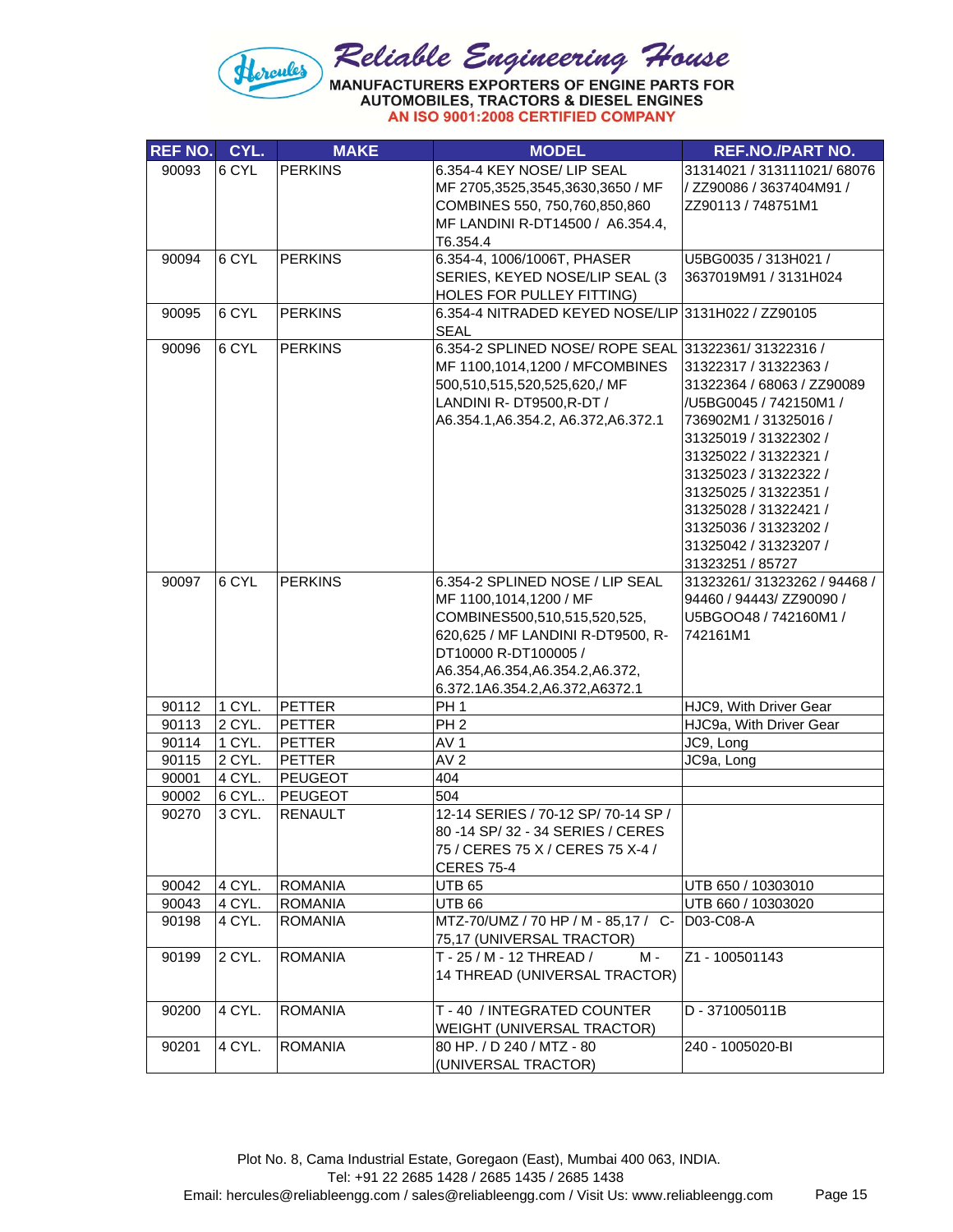# Reliable Engineering House

**MANUFACTURERS EXPORTERS OF ENGINE PARTS FOR AUTOMOBILES, TRACTORS & DIESEL ENGINES**

**AN ISO 9001:2008 CERTIFIED COMPANY**

| REF NO. | CYL. | MAKE | MODEL | REF.NO./PART NO. |
|---|---|---|---|---|
| 90093 | 6 CYL | PERKINS | 6.354-4 KEY NOSE/ LIP SEAL MF 2705,3525,3545,3630,3650 / MF COMBINES 550, 750,760,850,860 MF LANDINI R-DT14500 / A6.354.4, T6.354.4 | 31314021 / 313111021/ 68076 / ZZ90086 / 3637404M91 / ZZ90113 / 748751M1 |
| 90094 | 6 CYL | PERKINS | 6.354-4, 1006/1006T, PHASER SERIES, KEYED NOSE/LIP SEAL (3 HOLES FOR PULLEY FITTING) | U5BG0035 / 313H021 / 3637019M91 / 3131H024 |
| 90095 | 6 CYL | PERKINS | 6.354-4 NITRADED KEYED NOSE/LIP SEAL | 3131H022 / ZZ90105 |
| 90096 | 6 CYL | PERKINS | 6.354-2 SPLINED NOSE/ ROPE SEAL MF 1100,1014,1200 / MFCOMBINES 500,510,515,520,525,620,/ MF LANDINI R- DT9500,R-DT / A6.354.1,A6.354.2, A6.372,A6.372.1 | 31322361/ 31322316 / 31322317 / 31322363 / 31322364 / 68063 / ZZ90089 /U5BG0045 / 742150M1 / 736902M1 / 31325016 / 31325019 / 31322302 / 31325022 / 31322321 / 31325023 / 31322322 / 31325025 / 31322351 / 31325028 / 31322421 / 31325036 / 31323202 / 31325042 / 31323207 / 31323251 / 85727 |
| 90097 | 6 CYL | PERKINS | 6.354-2 SPLINED NOSE / LIP SEAL MF 1100,1014,1200 / MF COMBINES500,510,515,520,525, 620,625 / MF LANDINI R-DT9500, R-DT10000 R-DT100005 / A6.354,A6.354,A6.354.2,A6.372, 6.372.1A6.354.2,A6.372,A6372.1 | 31323261/ 31323262 / 94468 / 94460 / 94443/ ZZ90090 / U5BGOO48 / 742160M1 / 742161M1 |
| 90112 | 1 CYL. | PETTER | PH 1 | HJC9, With Driver Gear |
| 90113 | 2 CYL. | PETTER | PH 2 | HJC9a, With Driver Gear |
| 90114 | 1 CYL. | PETTER | AV 1 | JC9, Long |
| 90115 | 2 CYL. | PETTER | AV 2 | JC9a, Long |
| 90001 | 4 CYL. | PEUGEOT | 404 | |
| 90002 | 6 CYL.. | PEUGEOT | 504 | |
| 90270 | 3 CYL. | RENAULT | 12-14 SERIES / 70-12 SP/ 70-14 SP / 80 -14 SP/ 32 - 34 SERIES / CERES 75 / CERES 75 X / CERES 75 X-4 / CERES 75-4 | |
| 90042 | 4 CYL. | ROMANIA | UTB 65 | UTB 650 / 10303010 |
| 90043 | 4 CYL. | ROMANIA | UTB 66 | UTB 660 / 10303020 |
| 90198 | 4 CYL. | ROMANIA | MTZ-70/UMZ / 70 HP / M - 85,17 / C-75,17 (UNIVERSAL TRACTOR) | D03-C08-A |
| 90199 | 2 CYL. | ROMANIA | T - 25 / M - 12 THREAD / M - 14 THREAD (UNIVERSAL TRACTOR) | Z1 - 100501143 |
| 90200 | 4 CYL. | ROMANIA | T - 40 / INTEGRATED COUNTER WEIGHT (UNIVERSAL TRACTOR) | D - 371005011B |
| 90201 | 4 CYL. | ROMANIA | 80 HP. / D 240 / MTZ - 80 (UNIVERSAL TRACTOR) | 240 - 1005020-BI |

Plot No. 8, Cama Industrial Estate, Goregaon (East), Mumbai 400 063, INDIA.
Tel: +91 22 2685 1428 / 2685 1435 / 2685 1438
Email: hercules@reliableengg.com / sales@reliableengg.com / Visit Us: www.reliableengg.com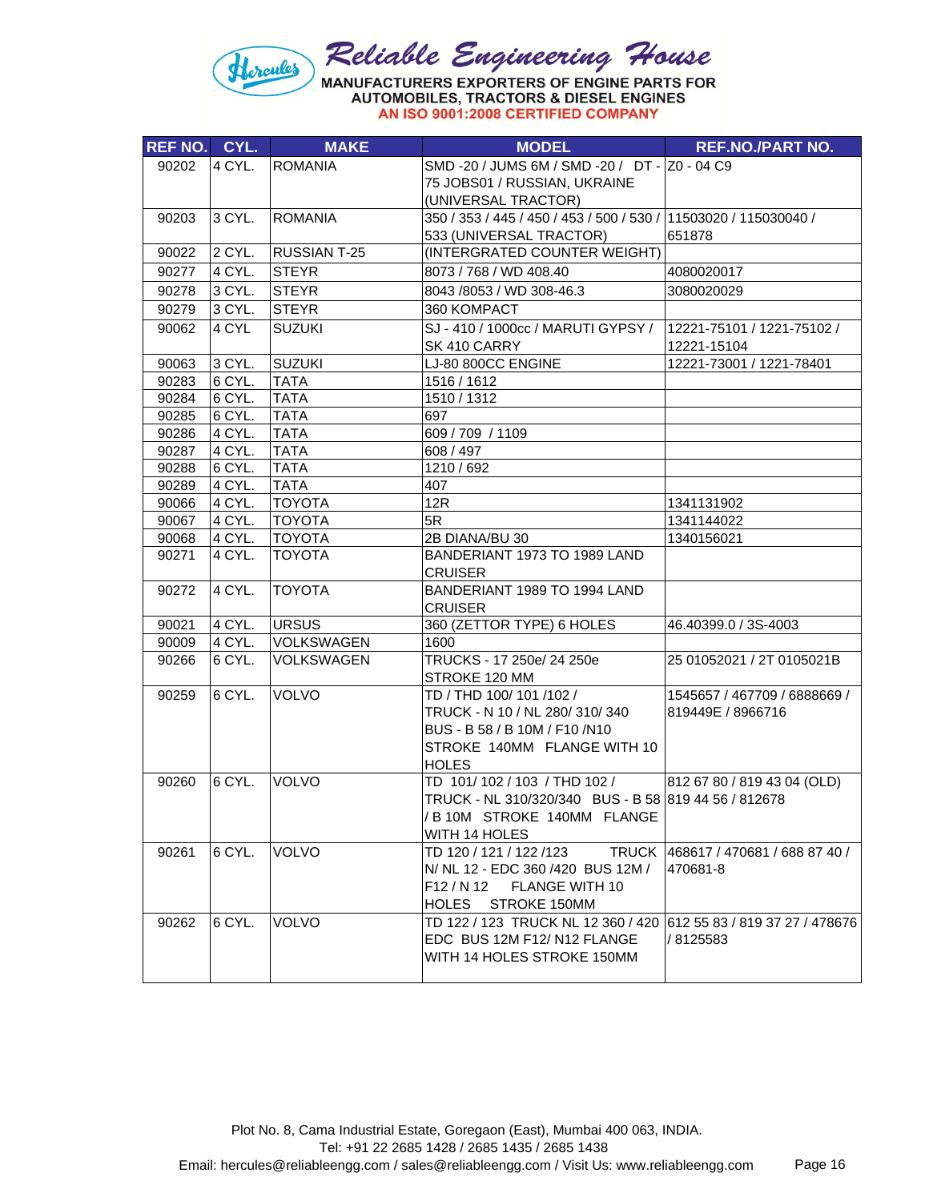| REF NO. | CYL. | MAKE | MODEL | REF.NO./PART NO. |
|---|---|---|---|---|
| 90202 | 4 CYL. | ROMANIA | SMD -20 / JUMS 6M / SMD -20 / DT - 75 JOBS01 / RUSSIAN, UKRAINE (UNIVERSAL TRACTOR) | Z0 - 04 C9 |
| 90203 | 3 CYL. | ROMANIA | 350 / 353 / 445 / 450 / 453 / 500 / 530 / 533 (UNIVERSAL TRACTOR) | 11503020 / 115030040 / 651878 |
| 90022 | 2 CYL. | RUSSIAN T-25 | (INTERGRATED COUNTER WEIGHT) | |
| 90277 | 4 CYL. | STEYR | 8073 / 768 / WD 408.40 | 4080020017 |
| 90278 | 3 CYL. | STEYR | 8043 /8053 / WD 308-46.3 | 3080020029 |
| 90279 | 3 CYL. | STEYR | 360 KOMPACT | |
| 90062 | 4 CYL | SUZUKI | SJ - 410 / 1000cc / MARUTI GYPSY / SK 410 CARRY | 12221-75101 / 1221-75102 / 12221-15104 |
| 90063 | 3 CYL. | SUZUKI | LJ-80 800CC ENGINE | 12221-73001 / 1221-78401 |
| 90283 | 6 CYL. | TATA | 1516 / 1612 | |
| 90284 | 6 CYL. | TATA | 1510 / 1312 | |
| 90285 | 6 CYL. | TATA | 697 | |
| 90286 | 4 CYL. | TATA | 609 / 709 / 1109 | |
| 90287 | 4 CYL. | TATA | 608 / 497 | |
| 90288 | 6 CYL. | TATA | 1210 / 692 | |
| 90289 | 4 CYL. | TATA | 407 | |
| 90066 | 4 CYL. | TOYOTA | 12R | 1341131902 |
| 90067 | 4 CYL. | TOYOTA | 5R | 1341144022 |
| 90068 | 4 CYL. | TOYOTA | 2B DIANA/BU 30 | 1340156021 |
| 90271 | 4 CYL. | TOYOTA | BANDERIANT 1973 TO 1989 LAND CRUISER | |
| 90272 | 4 CYL. | TOYOTA | BANDERIANT 1989 TO 1994 LAND CRUISER | |
| 90021 | 4 CYL. | URSUS | 360 (ZETTOR TYPE) 6 HOLES | 46.40399.0 / 3S-4003 |
| 90009 | 4 CYL. | VOLKSWAGEN | 1600 | |
| 90266 | 6 CYL. | VOLKSWAGEN | TRUCKS - 17 250e/ 24 250e STROKE 120 MM | 25 01052021 / 2T 0105021B |
| 90259 | 6 CYL. | VOLVO | TD / THD 100/ 101 /102 / TRUCK - N 10 / NL 280/ 310/ 340 BUS - B 58 / B 10M / F10 /N10 STROKE 140MM FLANGE WITH 10 HOLES | 1545657 / 467709 / 6888669 / 819449E / 8966716 |
| 90260 | 6 CYL. | VOLVO | TD 101/ 102 / 103 / THD 102 / TRUCK - NL 310/320/340 BUS - B 58 / B 10M STROKE 140MM FLANGE WITH 14 HOLES | 812 67 80 / 819 43 04 (OLD) 819 44 56 / 812678 |
| 90261 | 6 CYL. | VOLVO | TD 120 / 121 / 122 /123 TRUCK N/ NL 12 - EDC 360 /420 BUS 12M / F12 / N 12 FLANGE WITH 10 HOLES STROKE 150MM | 468617 / 470681 / 688 87 40 / 470681-8 |
| 90262 | 6 CYL. | VOLVO | TD 122 / 123 TRUCK NL 12 360 / 420 EDC BUS 12M F12/ N12 FLANGE WITH 14 HOLES STROKE 150MM | 612 55 83 / 819 37 27 / 478676 / 8125583 |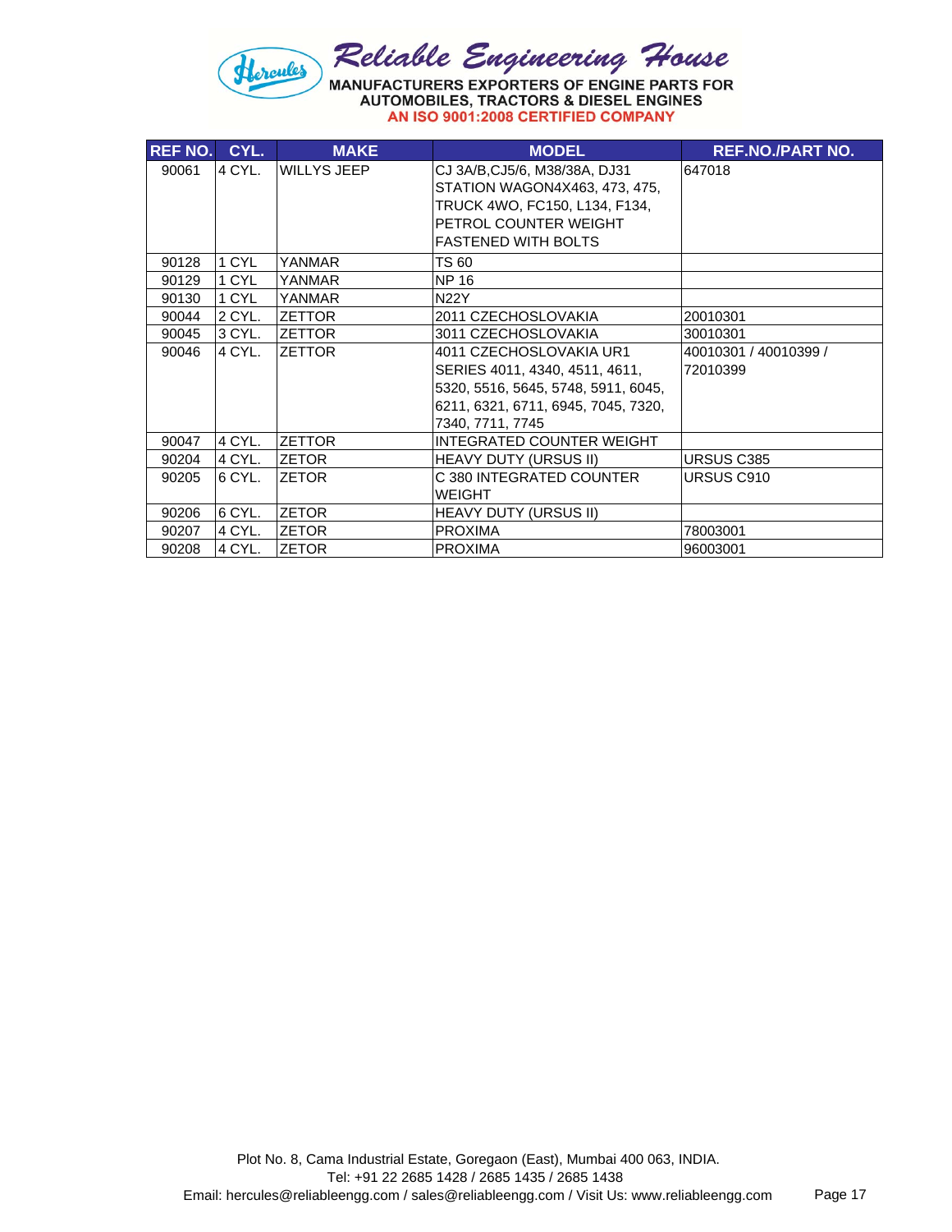| REF NO. | CYL. | MAKE | MODEL | REF.NO./PART NO. |
|---|---|---|---|---|
| 90061 | 4 CYL. | WILLYS JEEP | CJ 3A/B,CJ5/6, M38/38A, DJ31 STATION WAGON4X463, 473, 475, TRUCK 4WO, FC150, L134, F134, PETROL COUNTER WEIGHT FASTENED WITH BOLTS | 647018 |
| 90128 | 1 CYL | YANMAR | TS 60 | |
| 90129 | 1 CYL | YANMAR | NP 16 | |
| 90130 | 1 CYL | YANMAR | N22Y | |
| 90044 | 2 CYL. | ZETTOR | 2011 CZECHOSLOVAKIA | 20010301 |
| 90045 | 3 CYL. | ZETTOR | 3011 CZECHOSLOVAKIA | 30010301 |
| 90046 | 4 CYL. | ZETTOR | 4011 CZECHOSLOVAKIA UR1 SERIES 4011, 4340, 4511, 4611, 5320, 5516, 5645, 5748, 5911, 6045, 6211, 6321, 6711, 6945, 7045, 7320, 7340, 7711, 7745 | 40010301 / 40010399 / 72010399 |
| 90047 | 4 CYL. | ZETTOR | INTEGRATED COUNTER WEIGHT | |
| 90204 | 4 CYL. | ZETOR | HEAVY DUTY (URSUS II) | URSUS C385 |
| 90205 | 6 CYL. | ZETOR | C 380 INTEGRATED COUNTER WEIGHT | URSUS C910 |
| 90206 | 6 CYL. | ZETOR | HEAVY DUTY (URSUS II) | |
| 90207 | 4 CYL. | ZETOR | PROXIMA | 78003001 |
| 90208 | 4 CYL. | ZETOR | PROXIMA | 96003001 |